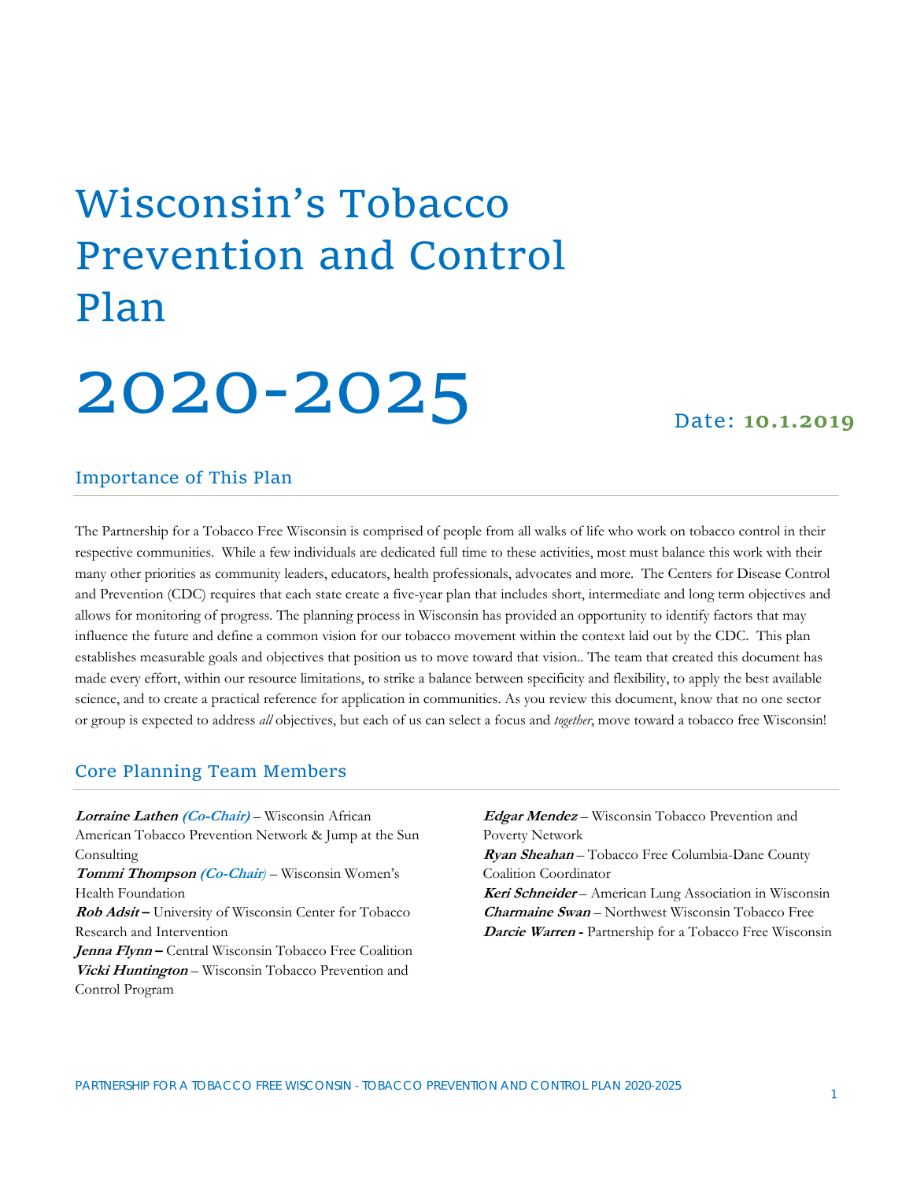# Wisconsin's Tobacco Prevention and Control Plan

# 2020-2025

Date: **10.1.2019**

## Importance of This Plan

The Partnership for a Tobacco Free Wisconsin is comprised of people from all walks of life who work on tobacco control in their respective communities. While a few individuals are dedicated full time to these activities, most must balance this work with their many other priorities as community leaders, educators, health professionals, advocates and more. The Centers for Disease Control and Prevention (CDC) requires that each state create a five-year plan that includes short, intermediate and long term objectives and allows for monitoring of progress. The planning process in Wisconsin has provided an opportunity to identify factors that may influence the future and define a common vision for our tobacco movement within the context laid out by the CDC. This plan establishes measurable goals and objectives that position us to move toward that vision.. The team that created this document has made every effort, within our resource limitations, to strike a balance between specificity and flexibility, to apply the best available science, and to create a practical reference for application in communities. As you review this document, know that no one sector or group is expected to address *all* objectives, but each of us can select a focus and *together*, move toward a tobacco free Wisconsin!

## Core Planning Team Members

***Lorraine Lathen (Co-Chair)*** – Wisconsin African American Tobacco Prevention Network & Jump at the Sun Consulting
***Tommi Thompson (Co-Chair)*** – Wisconsin Women's Health Foundation
***Rob Adsit*** – University of Wisconsin Center for Tobacco Research and Intervention
***Jenna Flynn*** – Central Wisconsin Tobacco Free Coalition
***Vicki Huntington*** – Wisconsin Tobacco Prevention and Control Program
***Edgar Mendez*** – Wisconsin Tobacco Prevention and Poverty Network
***Ryan Sheahan*** – Tobacco Free Columbia-Dane County Coalition Coordinator
***Keri Schneider*** – American Lung Association in Wisconsin
***Charmaine Swan*** – Northwest Wisconsin Tobacco Free
***Darcie Warren*** - Partnership for a Tobacco Free Wisconsin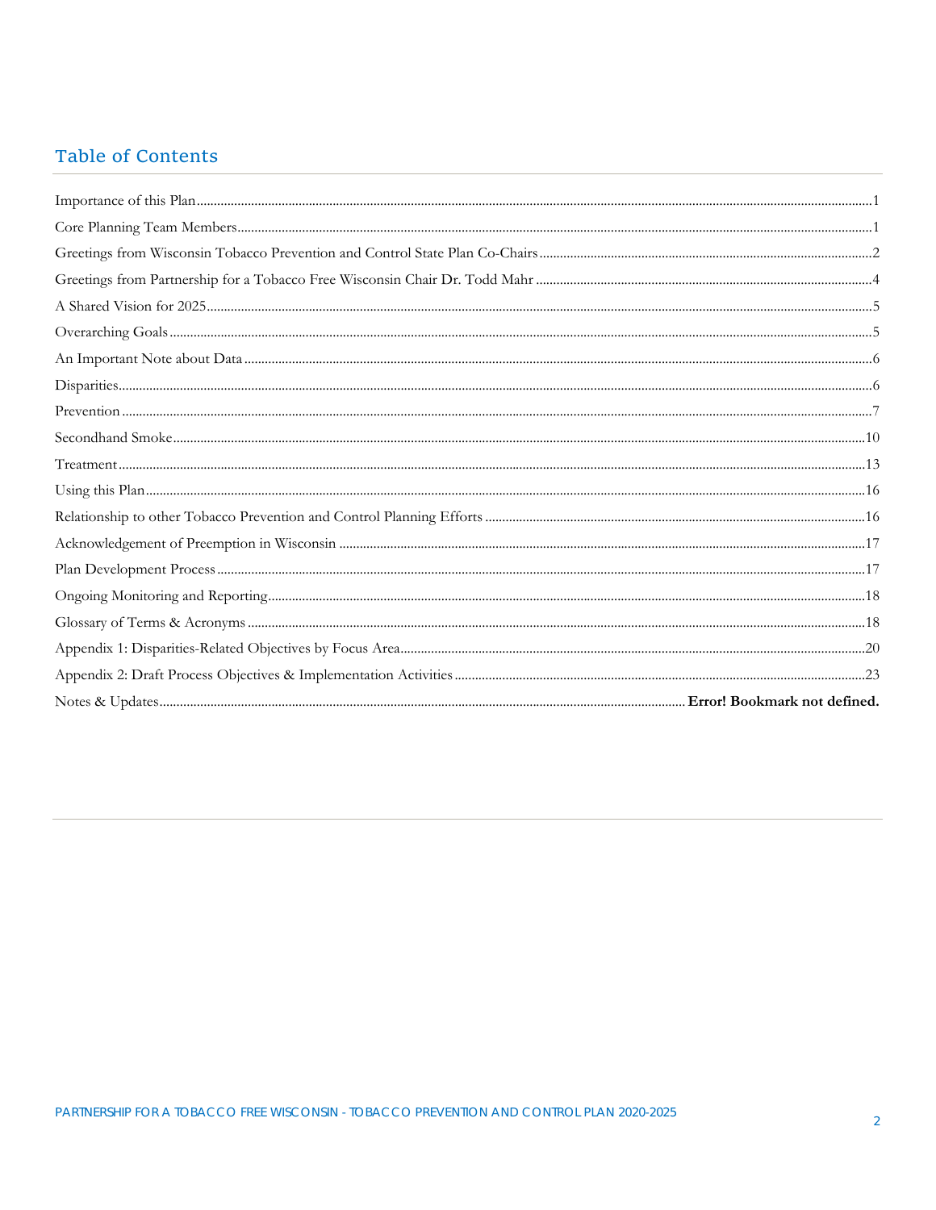## Table of Contents

Importance of this Plan....1

Core Planning Team Members....1

Greetings from Wisconsin Tobacco Prevention and Control State Plan Co-Chairs....2

Greetings from Partnership for a Tobacco Free Wisconsin Chair Dr. Todd Mahr....4

A Shared Vision for 2025....5

Overarching Goals....5

An Important Note about Data....6

Disparities....6

Prevention....7

Secondhand Smoke....10

Treatment....13

Using this Plan....16

Relationship to other Tobacco Prevention and Control Planning Efforts....16

Acknowledgement of Preemption in Wisconsin....17

Plan Development Process....17

Ongoing Monitoring and Reporting....18

Glossary of Terms & Acronyms....18

Appendix 1: Disparities-Related Objectives by Focus Area....20

Appendix 2: Draft Process Objectives & Implementation Activities....23

Notes & Updates.... **Error! Bookmark not defined.**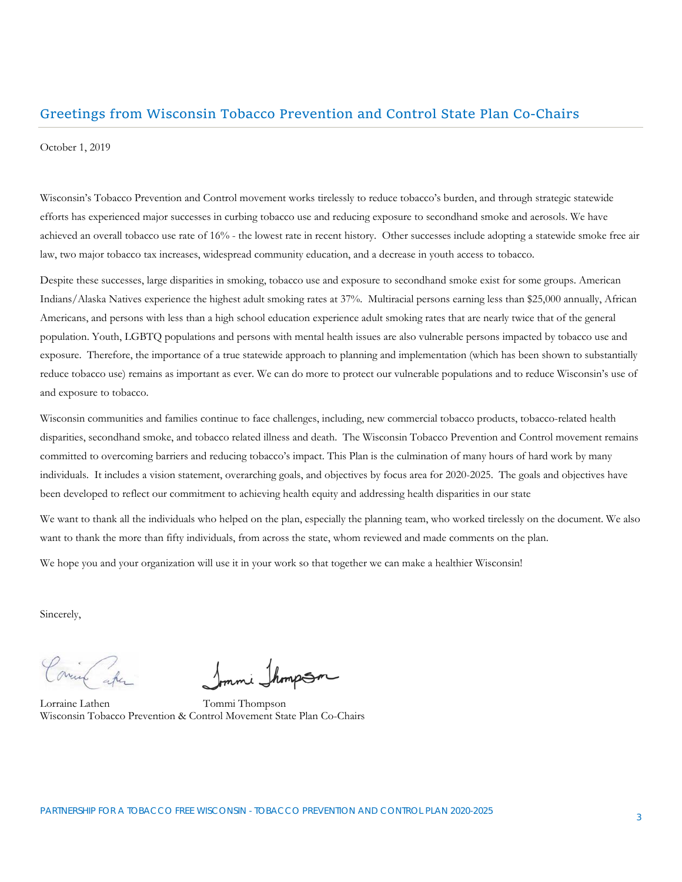## Greetings from Wisconsin Tobacco Prevention and Control State Plan Co-Chairs

October 1, 2019

Wisconsin's Tobacco Prevention and Control movement works tirelessly to reduce tobacco's burden, and through strategic statewide efforts has experienced major successes in curbing tobacco use and reducing exposure to secondhand smoke and aerosols. We have achieved an overall tobacco use rate of 16% - the lowest rate in recent history. Other successes include adopting a statewide smoke free air law, two major tobacco tax increases, widespread community education, and a decrease in youth access to tobacco.

Despite these successes, large disparities in smoking, tobacco use and exposure to secondhand smoke exist for some groups. American Indians/Alaska Natives experience the highest adult smoking rates at 37%. Multiracial persons earning less than $25,000 annually, African Americans, and persons with less than a high school education experience adult smoking rates that are nearly twice that of the general population. Youth, LGBTQ populations and persons with mental health issues are also vulnerable persons impacted by tobacco use and exposure. Therefore, the importance of a true statewide approach to planning and implementation (which has been shown to substantially reduce tobacco use) remains as important as ever. We can do more to protect our vulnerable populations and to reduce Wisconsin's use of and exposure to tobacco.

Wisconsin communities and families continue to face challenges, including, new commercial tobacco products, tobacco-related health disparities, secondhand smoke, and tobacco related illness and death. The Wisconsin Tobacco Prevention and Control movement remains committed to overcoming barriers and reducing tobacco's impact. This Plan is the culmination of many hours of hard work by many individuals. It includes a vision statement, overarching goals, and objectives by focus area for 2020-2025. The goals and objectives have been developed to reflect our commitment to achieving health equity and addressing health disparities in our state

We want to thank all the individuals who helped on the plan, especially the planning team, who worked tirelessly on the document. We also want to thank the more than fifty individuals, from across the state, whom reviewed and made comments on the plan.

We hope you and your organization will use it in your work so that together we can make a healthier Wisconsin!

Sincerely,

Lorraine Lathen Tommi Thompson
Wisconsin Tobacco Prevention & Control Movement State Plan Co-Chairs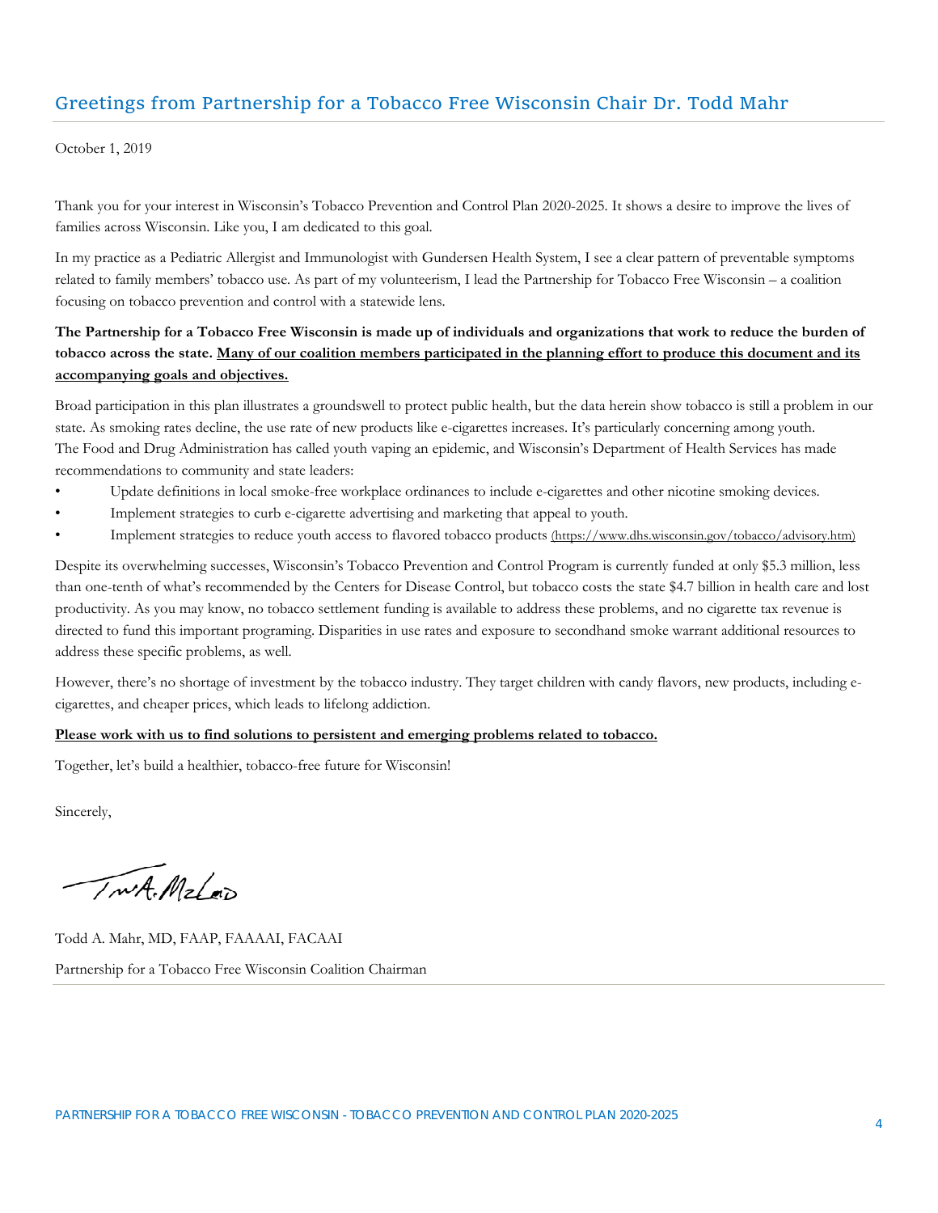## Greetings from Partnership for a Tobacco Free Wisconsin Chair Dr. Todd Mahr

October 1, 2019

Thank you for your interest in Wisconsin's Tobacco Prevention and Control Plan 2020-2025. It shows a desire to improve the lives of families across Wisconsin. Like you, I am dedicated to this goal.

In my practice as a Pediatric Allergist and Immunologist with Gundersen Health System, I see a clear pattern of preventable symptoms related to family members' tobacco use. As part of my volunteerism, I lead the Partnership for Tobacco Free Wisconsin – a coalition focusing on tobacco prevention and control with a statewide lens.

**The Partnership for a Tobacco Free Wisconsin is made up of individuals and organizations that work to reduce the burden of tobacco across the state. <u>Many of our coalition members participated in the planning effort to produce this document and its accompanying goals and objectives.</u>**

Broad participation in this plan illustrates a groundswell to protect public health, but the data herein show tobacco is still a problem in our state. As smoking rates decline, the use rate of new products like e-cigarettes increases. It's particularly concerning among youth. The Food and Drug Administration has called youth vaping an epidemic, and Wisconsin's Department of Health Services has made recommendations to community and state leaders:

- Update definitions in local smoke-free workplace ordinances to include e-cigarettes and other nicotine smoking devices.
- Implement strategies to curb e-cigarette advertising and marketing that appeal to youth.
- Implement strategies to reduce youth access to flavored tobacco products (https://www.dhs.wisconsin.gov/tobacco/advisory.htm)

Despite its overwhelming successes, Wisconsin's Tobacco Prevention and Control Program is currently funded at only $5.3 million, less than one-tenth of what's recommended by the Centers for Disease Control, but tobacco costs the state $4.7 billion in health care and lost productivity. As you may know, no tobacco settlement funding is available to address these problems, and no cigarette tax revenue is directed to fund this important programing. Disparities in use rates and exposure to secondhand smoke warrant additional resources to address these specific problems, as well.

However, there's no shortage of investment by the tobacco industry. They target children with candy flavors, new products, including e-cigarettes, and cheaper prices, which leads to lifelong addiction.

**<u>Please work with us to find solutions to persistent and emerging problems related to tobacco.</u>**

Together, let's build a healthier, tobacco-free future for Wisconsin!

Sincerely,

Todd A. Mahr, MD, FAAP, FAAAAI, FACAAI

Partnership for a Tobacco Free Wisconsin Coalition Chairman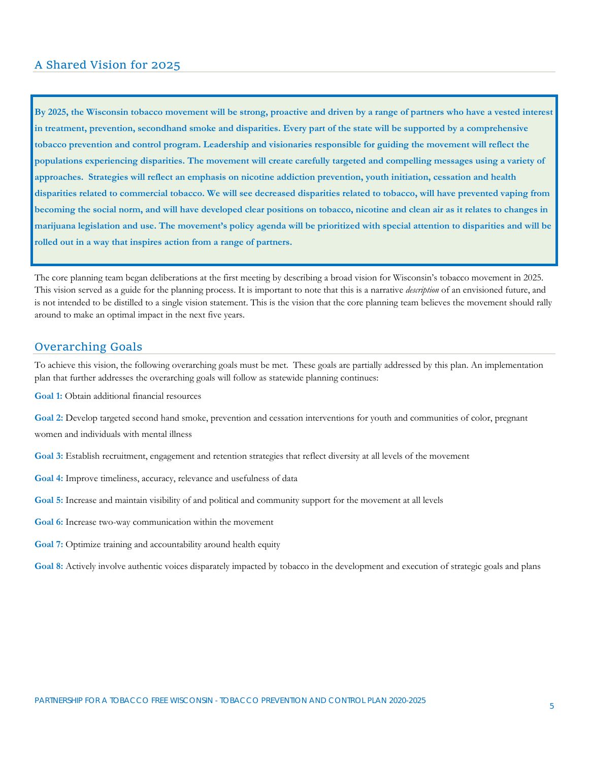## A Shared Vision for 2025

**By 2025, the Wisconsin tobacco movement will be strong, proactive and driven by a range of partners who have a vested interest in treatment, prevention, secondhand smoke and disparities. Every part of the state will be supported by a comprehensive tobacco prevention and control program. Leadership and visionaries responsible for guiding the movement will reflect the populations experiencing disparities. The movement will create carefully targeted and compelling messages using a variety of approaches. Strategies will reflect an emphasis on nicotine addiction prevention, youth initiation, cessation and health disparities related to commercial tobacco. We will see decreased disparities related to tobacco, will have prevented vaping from becoming the social norm, and will have developed clear positions on tobacco, nicotine and clean air as it relates to changes in marijuana legislation and use. The movement's policy agenda will be prioritized with special attention to disparities and will be rolled out in a way that inspires action from a range of partners.**

The core planning team began deliberations at the first meeting by describing a broad vision for Wisconsin's tobacco movement in 2025. This vision served as a guide for the planning process. It is important to note that this is a narrative *description* of an envisioned future, and is not intended to be distilled to a single vision statement. This is the vision that the core planning team believes the movement should rally around to make an optimal impact in the next five years.

## Overarching Goals

To achieve this vision, the following overarching goals must be met. These goals are partially addressed by this plan. An implementation plan that further addresses the overarching goals will follow as statewide planning continues:

**Goal 1:** Obtain additional financial resources

**Goal 2:** Develop targeted second hand smoke, prevention and cessation interventions for youth and communities of color, pregnant women and individuals with mental illness

**Goal 3:** Establish recruitment, engagement and retention strategies that reflect diversity at all levels of the movement

**Goal 4:** Improve timeliness, accuracy, relevance and usefulness of data

**Goal 5:** Increase and maintain visibility of and political and community support for the movement at all levels

**Goal 6:** Increase two-way communication within the movement

**Goal 7:** Optimize training and accountability around health equity

**Goal 8:** Actively involve authentic voices disparately impacted by tobacco in the development and execution of strategic goals and plans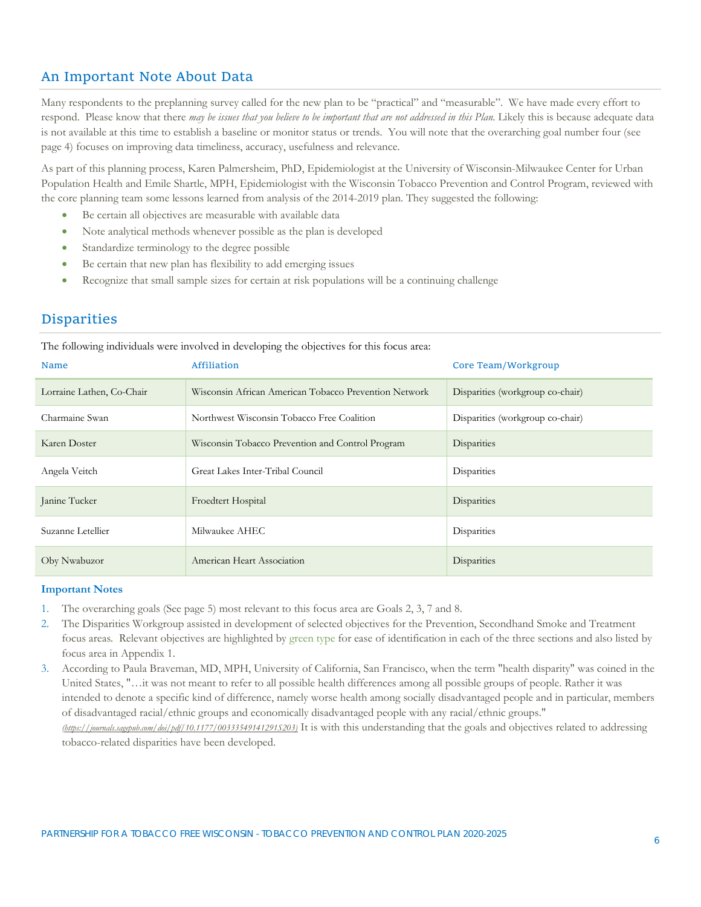## An Important Note About Data

Many respondents to the preplanning survey called for the new plan to be "practical" and "measurable". We have made every effort to respond. Please know that there *may be issues that you believe to be important that are not addressed in this Plan.* Likely this is because adequate data is not available at this time to establish a baseline or monitor status or trends. You will note that the overarching goal number four (see page 4) focuses on improving data timeliness, accuracy, usefulness and relevance.

As part of this planning process, Karen Palmersheim, PhD, Epidemiologist at the University of Wisconsin-Milwaukee Center for Urban Population Health and Emile Shartle, MPH, Epidemiologist with the Wisconsin Tobacco Prevention and Control Program, reviewed with the core planning team some lessons learned from analysis of the 2014-2019 plan. They suggested the following:

- Be certain all objectives are measurable with available data
- Note analytical methods whenever possible as the plan is developed
- Standardize terminology to the degree possible
- Be certain that new plan has flexibility to add emerging issues
- Recognize that small sample sizes for certain at risk populations will be a continuing challenge

## Disparities

The following individuals were involved in developing the objectives for this focus area:

| Name | Affiliation | Core Team/Workgroup |
|---|---|---|
| Lorraine Lathen, Co-Chair | Wisconsin African American Tobacco Prevention Network | Disparities (workgroup co-chair) |
| Charmaine Swan | Northwest Wisconsin Tobacco Free Coalition | Disparities (workgroup co-chair) |
| Karen Doster | Wisconsin Tobacco Prevention and Control Program | Disparities |
| Angela Veitch | Great Lakes Inter-Tribal Council | Disparities |
| Janine Tucker | Froedtert Hospital | Disparities |
| Suzanne Letellier | Milwaukee AHEC | Disparities |
| Oby Nwabuzor | American Heart Association | Disparities |

**Important Notes**

1. The overarching goals (See page 5) most relevant to this focus area are Goals 2, 3, 7 and 8.
2. The Disparities Workgroup assisted in development of selected objectives for the Prevention, Secondhand Smoke and Treatment focus areas. Relevant objectives are highlighted by green type for ease of identification in each of the three sections and also listed by focus area in Appendix 1.
3. According to Paula Braveman, MD, MPH, University of California, San Francisco, when the term "health disparity" was coined in the United States, "…it was not meant to refer to all possible health differences among all possible groups of people. Rather it was intended to denote a specific kind of difference, namely worse health among socially disadvantaged people and in particular, members of disadvantaged racial/ethnic groups and economically disadvantaged people with any racial/ethnic groups." *(https://journals.sagepub.com/doi/pdf/10.1177/00333549141291S203)* It is with this understanding that the goals and objectives related to addressing tobacco-related disparities have been developed.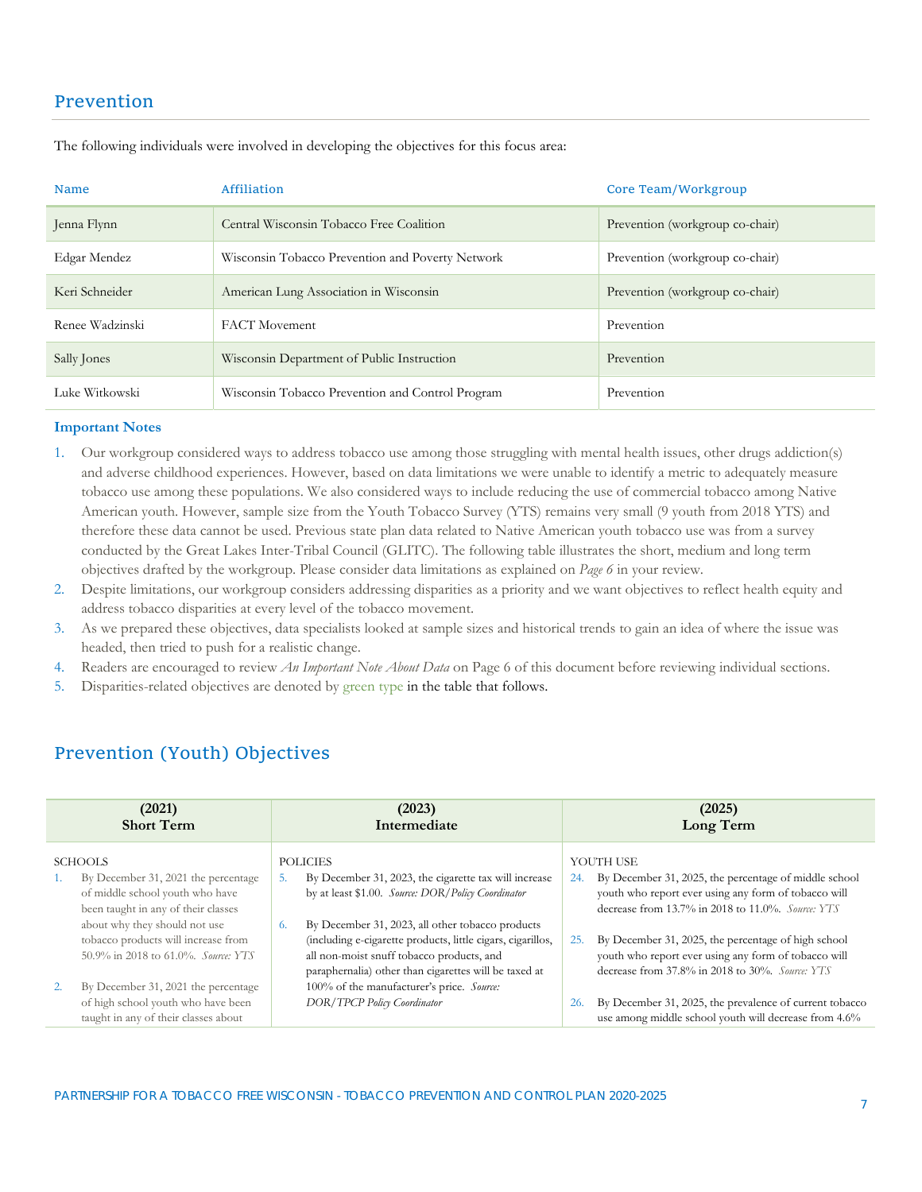## Prevention

The following individuals were involved in developing the objectives for this focus area:

| Name | Affiliation | Core Team/Workgroup |
|---|---|---|
| Jenna Flynn | Central Wisconsin Tobacco Free Coalition | Prevention (workgroup co-chair) |
| Edgar Mendez | Wisconsin Tobacco Prevention and Poverty Network | Prevention (workgroup co-chair) |
| Keri Schneider | American Lung Association in Wisconsin | Prevention (workgroup co-chair) |
| Renee Wadzinski | FACT Movement | Prevention |
| Sally Jones | Wisconsin Department of Public Instruction | Prevention |
| Luke Witkowski | Wisconsin Tobacco Prevention and Control Program | Prevention |

**Important Notes**

1. Our workgroup considered ways to address tobacco use among those struggling with mental health issues, other drugs addiction(s) and adverse childhood experiences. However, based on data limitations we were unable to identify a metric to adequately measure tobacco use among these populations. We also considered ways to include reducing the use of commercial tobacco among Native American youth. However, sample size from the Youth Tobacco Survey (YTS) remains very small (9 youth from 2018 YTS) and therefore these data cannot be used. Previous state plan data related to Native American youth tobacco use was from a survey conducted by the Great Lakes Inter-Tribal Council (GLITC). The following table illustrates the short, medium and long term objectives drafted by the workgroup. Please consider data limitations as explained on *Page 6* in your review.
2. Despite limitations, our workgroup considers addressing disparities as a priority and we want objectives to reflect health equity and address tobacco disparities at every level of the tobacco movement.
3. As we prepared these objectives, data specialists looked at sample sizes and historical trends to gain an idea of where the issue was headed, then tried to push for a realistic change.
4. Readers are encouraged to review *An Important Note About Data* on Page 6 of this document before reviewing individual sections.
5. Disparities-related objectives are denoted by green type in the table that follows.

## Prevention (Youth) Objectives

| (2021) Short Term | (2023) Intermediate | (2025) Long Term |
|---|---|---|
| SCHOOLS<br>1. By December 31, 2021 the percentage of middle school youth who have been taught in any of their classes about why they should not use tobacco products will increase from 50.9% in 2018 to 61.0%. *Source: YTS*<br><br>2. By December 31, 2021 the percentage of high school youth who have been taught in any of their classes about | POLICIES<br>5. By December 31, 2023, the cigarette tax will increase by at least $1.00. *Source: DOR/Policy Coordinator*<br><br>6. By December 31, 2023, all other tobacco products (including e-cigarette products, little cigars, cigarillos, all non-moist snuff tobacco products, and paraphernalia) other than cigarettes will be taxed at 100% of the manufacturer's price. *Source: DOR/TPCP Policy Coordinator* | YOUTH USE<br>24. By December 31, 2025, the percentage of middle school youth who report ever using any form of tobacco will decrease from 13.7% in 2018 to 11.0%. *Source: YTS*<br><br>25. By December 31, 2025, the percentage of high school youth who report ever using any form of tobacco will decrease from 37.8% in 2018 to 30%. *Source: YTS*<br><br>26. By December 31, 2025, the prevalence of current tobacco use among middle school youth will decrease from 4.6% |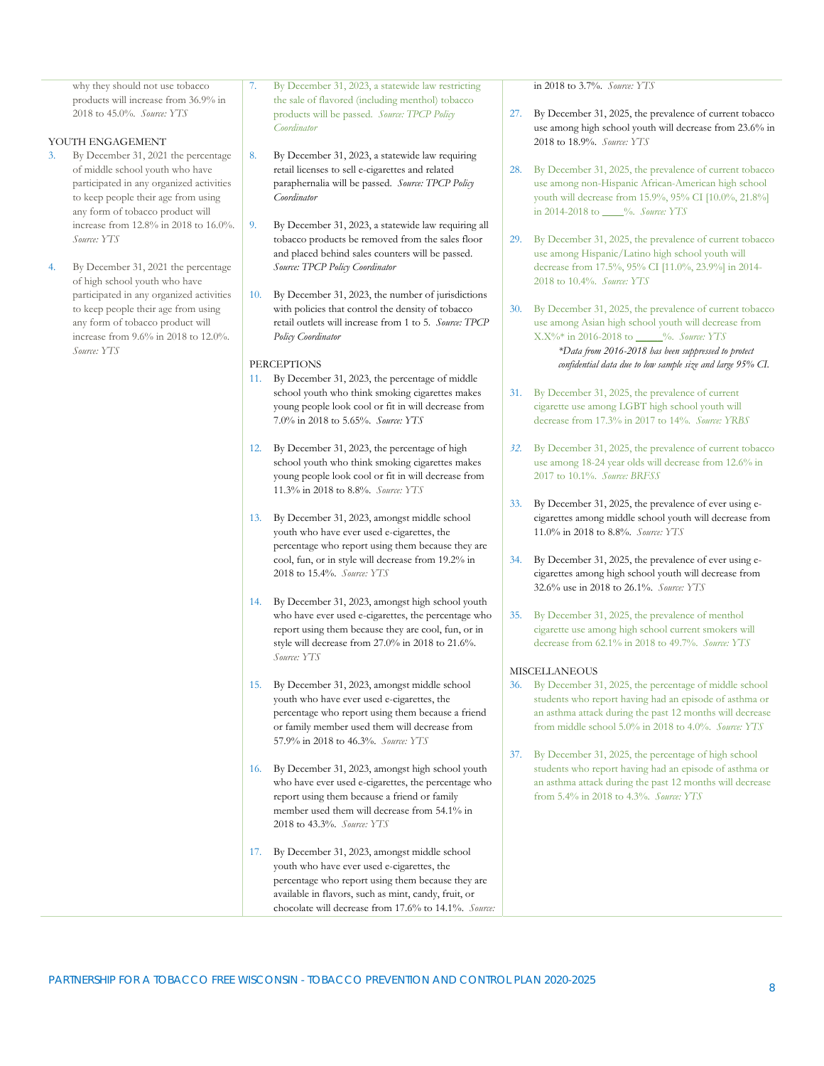why they should not use tobacco products will increase from 36.9% in 2018 to 45.0%. *Source: YTS*

YOUTH ENGAGEMENT

3. By December 31, 2021 the percentage of middle school youth who have participated in any organized activities to keep people their age from using any form of tobacco product will increase from 12.8% in 2018 to 16.0%. *Source: YTS*

4. By December 31, 2021 the percentage of high school youth who have participated in any organized activities to keep people their age from using any form of tobacco product will increase from 9.6% in 2018 to 12.0%. *Source: YTS*

7. By December 31, 2023, a statewide law restricting the sale of flavored (including menthol) tobacco products will be passed. *Source: TPCP Policy Coordinator*

8. By December 31, 2023, a statewide law requiring retail licenses to sell e-cigarettes and related paraphernalia will be passed. *Source: TPCP Policy Coordinator*

9. By December 31, 2023, a statewide law requiring all tobacco products be removed from the sales floor and placed behind sales counters will be passed. *Source: TPCP Policy Coordinator*

10. By December 31, 2023, the number of jurisdictions with policies that control the density of tobacco retail outlets will increase from 1 to 5. *Source: TPCP Policy Coordinator*

PERCEPTIONS

11. By December 31, 2023, the percentage of middle school youth who think smoking cigarettes makes young people look cool or fit in will decrease from 7.0% in 2018 to 5.65%. *Source: YTS*

12. By December 31, 2023, the percentage of high school youth who think smoking cigarettes makes young people look cool or fit in will decrease from 11.3% in 2018 to 8.8%. *Source: YTS*

13. By December 31, 2023, amongst middle school youth who have ever used e-cigarettes, the percentage who report using them because they are cool, fun, or in style will decrease from 19.2% in 2018 to 15.4%. *Source: YTS*

14. By December 31, 2023, amongst high school youth who have ever used e-cigarettes, the percentage who report using them because they are cool, fun, or in style will decrease from 27.0% in 2018 to 21.6%. *Source: YTS*

15. By December 31, 2023, amongst middle school youth who have ever used e-cigarettes, the percentage who report using them because a friend or family member used them will decrease from 57.9% in 2018 to 46.3%. *Source: YTS*

16. By December 31, 2023, amongst high school youth who have ever used e-cigarettes, the percentage who report using them because a friend or family member used them will decrease from 54.1% in 2018 to 43.3%. *Source: YTS*

17. By December 31, 2023, amongst middle school youth who have ever used e-cigarettes, the percentage who report using them because they are available in flavors, such as mint, candy, fruit, or chocolate will decrease from 17.6% to 14.1%. *Source:*

in 2018 to 3.7%. *Source: YTS*

27. By December 31, 2025, the prevalence of current tobacco use among high school youth will decrease from 23.6% in 2018 to 18.9%. *Source: YTS*

28. By December 31, 2025, the prevalence of current tobacco use among non-Hispanic African-American high school youth will decrease from 15.9%, 95% CI [10.0%, 21.8%] in 2014-2018 to ____%. *Source: YTS*

29. By December 31, 2025, the prevalence of current tobacco use among Hispanic/Latino high school youth will decrease from 17.5%, 95% CI [11.0%, 23.9%] in 2014-2018 to 10.4%. *Source: YTS*

30. By December 31, 2025, the prevalence of current tobacco use among Asian high school youth will decrease from X.X%* in 2016-2018 to _____%. *Source: YTS*

    **Data from 2016-2018 has been suppressed to protect confidential data due to low sample size and large 95% CI.*

31. By December 31, 2025, the prevalence of current cigarette use among LGBT high school youth will decrease from 17.3% in 2017 to 14%. *Source: YRBS*

32. By December 31, 2025, the prevalence of current tobacco use among 18-24 year olds will decrease from 12.6% in 2017 to 10.1%. *Source: BRFSS*

33. By December 31, 2025, the prevalence of ever using e-cigarettes among middle school youth will decrease from 11.0% in 2018 to 8.8%. *Source: YTS*

34. By December 31, 2025, the prevalence of ever using e-cigarettes among high school youth will decrease from 32.6% use in 2018 to 26.1%. *Source: YTS*

35. By December 31, 2025, the prevalence of menthol cigarette use among high school current smokers will decrease from 62.1% in 2018 to 49.7%. *Source: YTS*

MISCELLANEOUS

36. By December 31, 2025, the percentage of middle school students who report having had an episode of asthma or an asthma attack during the past 12 months will decrease from middle school 5.0% in 2018 to 4.0%. *Source: YTS*

37. By December 31, 2025, the percentage of high school students who report having had an episode of asthma or an asthma attack during the past 12 months will decrease from 5.4% in 2018 to 4.3%. *Source: YTS*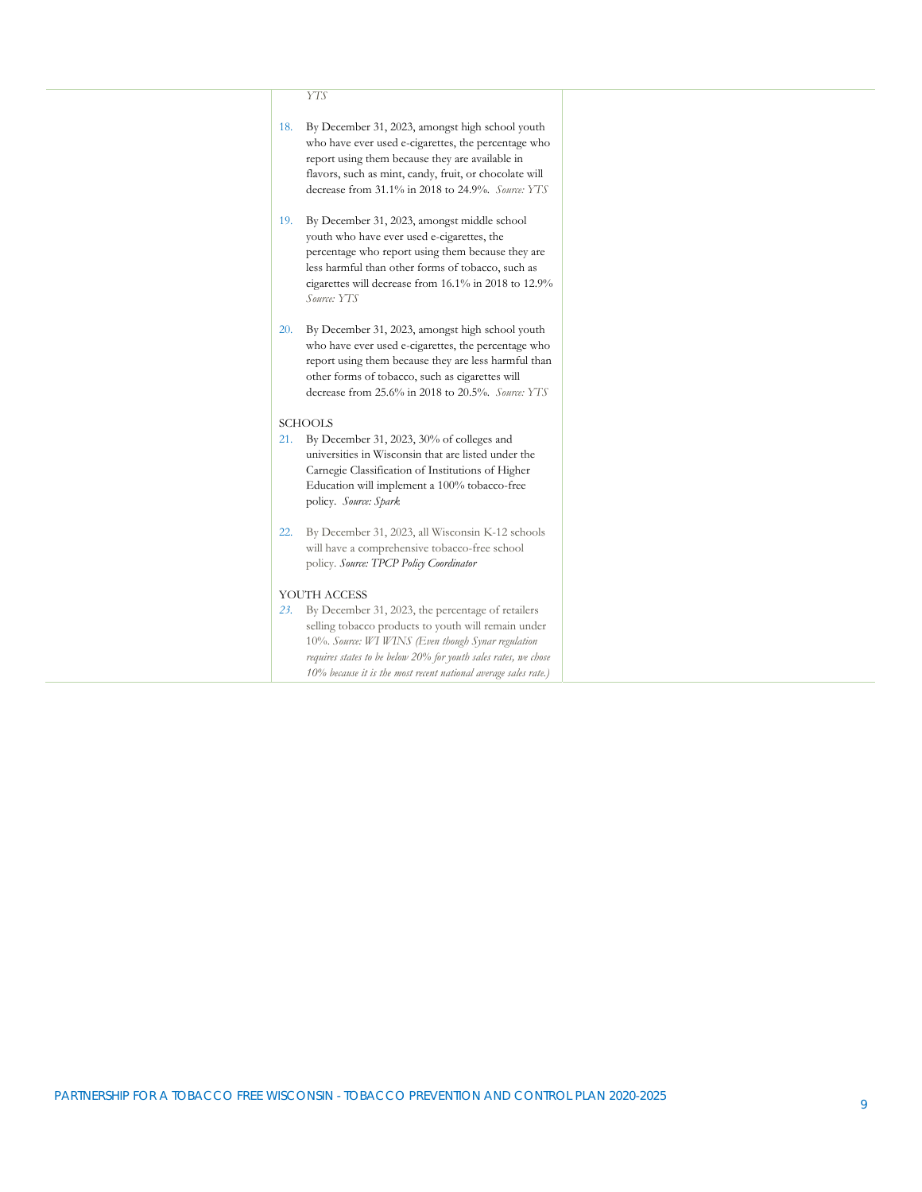*YTS*

18. By December 31, 2023, amongst high school youth who have ever used e-cigarettes, the percentage who report using them because they are available in flavors, such as mint, candy, fruit, or chocolate will decrease from 31.1% in 2018 to 24.9%. *Source: YTS*

19. By December 31, 2023, amongst middle school youth who have ever used e-cigarettes, the percentage who report using them because they are less harmful than other forms of tobacco, such as cigarettes will decrease from 16.1% in 2018 to 12.9% *Source: YTS*

20. By December 31, 2023, amongst high school youth who have ever used e-cigarettes, the percentage who report using them because they are less harmful than other forms of tobacco, such as cigarettes will decrease from 25.6% in 2018 to 20.5%. *Source: YTS*

SCHOOLS

21. By December 31, 2023, 30% of colleges and universities in Wisconsin that are listed under the Carnegie Classification of Institutions of Higher Education will implement a 100% tobacco-free policy. *Source: Spark*

22. By December 31, 2023, all Wisconsin K-12 schools will have a comprehensive tobacco-free school policy. *Source: TPCP Policy Coordinator*

YOUTH ACCESS

23. By December 31, 2023, the percentage of retailers selling tobacco products to youth will remain under 10%. *Source: WI WINS (Even though Synar regulation requires states to be below 20% for youth sales rates, we chose 10% because it is the most recent national average sales rate.)*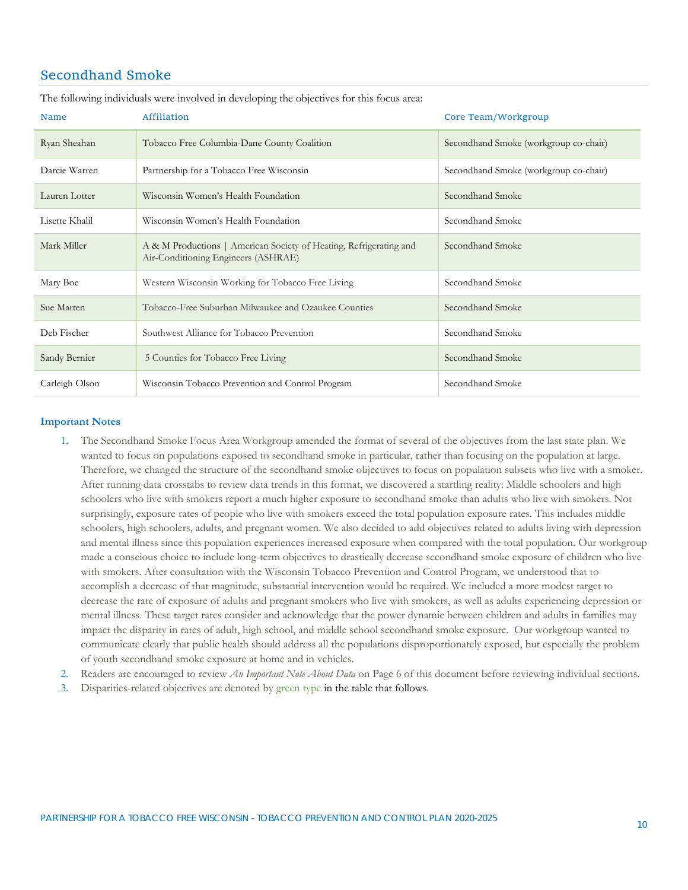## Secondhand Smoke

The following individuals were involved in developing the objectives for this focus area:

| Name | Affiliation | Core Team/Workgroup |
|---|---|---|
| Ryan Sheahan | Tobacco Free Columbia-Dane County Coalition | Secondhand Smoke (workgroup co-chair) |
| Darcie Warren | Partnership for a Tobacco Free Wisconsin | Secondhand Smoke (workgroup co-chair) |
| Lauren Lotter | Wisconsin Women's Health Foundation | Secondhand Smoke |
| Lisette Khalil | Wisconsin Women's Health Foundation | Secondhand Smoke |
| Mark Miller | A & M Productions \| American Society of Heating, Refrigerating and Air-Conditioning Engineers (ASHRAE) | Secondhand Smoke |
| Mary Boe | Western Wisconsin Working for Tobacco Free Living | Secondhand Smoke |
| Sue Marten | Tobacco-Free Suburban Milwaukee and Ozaukee Counties | Secondhand Smoke |
| Deb Fischer | Southwest Alliance for Tobacco Prevention | Secondhand Smoke |
| Sandy Bernier | 5 Counties for Tobacco Free Living | Secondhand Smoke |
| Carleigh Olson | Wisconsin Tobacco Prevention and Control Program | Secondhand Smoke |

**Important Notes**

1. The Secondhand Smoke Focus Area Workgroup amended the format of several of the objectives from the last state plan. We wanted to focus on populations exposed to secondhand smoke in particular, rather than focusing on the population at large. Therefore, we changed the structure of the secondhand smoke objectives to focus on population subsets who live with a smoker. After running data crosstabs to review data trends in this format, we discovered a startling reality: Middle schoolers and high schoolers who live with smokers report a much higher exposure to secondhand smoke than adults who live with smokers. Not surprisingly, exposure rates of people who live with smokers exceed the total population exposure rates. This includes middle schoolers, high schoolers, adults, and pregnant women. We also decided to add objectives related to adults living with depression and mental illness since this population experiences increased exposure when compared with the total population. Our workgroup made a conscious choice to include long-term objectives to drastically decrease secondhand smoke exposure of children who live with smokers. After consultation with the Wisconsin Tobacco Prevention and Control Program, we understood that to accomplish a decrease of that magnitude, substantial intervention would be required. We included a more modest target to decrease the rate of exposure of adults and pregnant smokers who live with smokers, as well as adults experiencing depression or mental illness. These target rates consider and acknowledge that the power dynamic between children and adults in families may impact the disparity in rates of adult, high school, and middle school secondhand smoke exposure. Our workgroup wanted to communicate clearly that public health should address all the populations disproportionately exposed, but especially the problem of youth secondhand smoke exposure at home and in vehicles.
2. Readers are encouraged to review *An Important Note About Data* on Page 6 of this document before reviewing individual sections.
3. Disparities-related objectives are denoted by green type in the table that follows.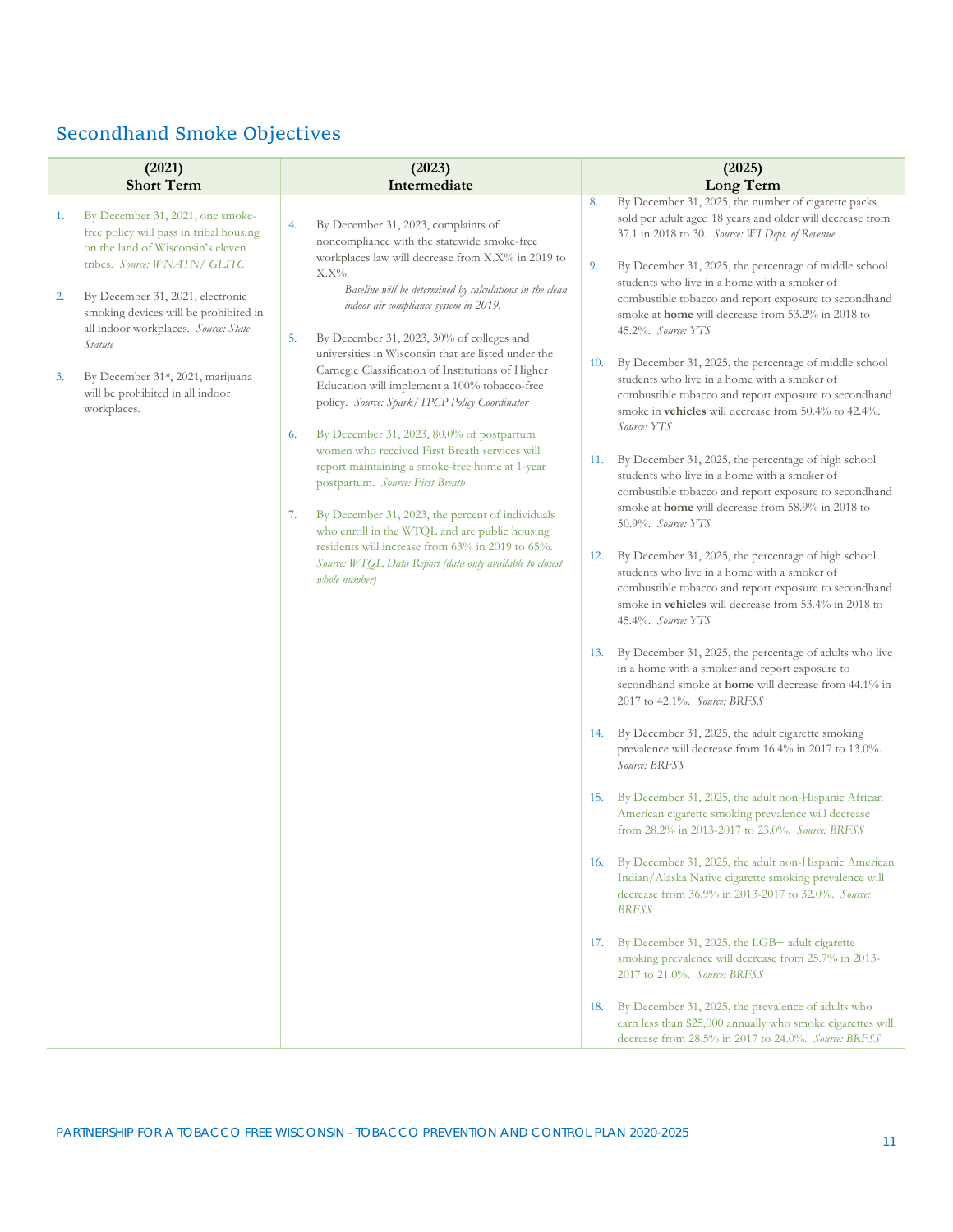## Secondhand Smoke Objectives

| (2021) Short Term | (2023) Intermediate | (2025) Long Term |
|---|---|---|
| 1. By December 31, 2021, one smoke-free policy will pass in tribal housing on the land of Wisconsin's eleven tribes. *Source: WNATN/ GLITC*<br><br>2. By December 31, 2021, electronic smoking devices will be prohibited in all indoor workplaces. *Source: State Statute*<br><br>3. By December 31st, 2021, marijuana will be prohibited in all indoor workplaces. | 4. By December 31, 2023, complaints of noncompliance with the statewide smoke-free workplaces law will decrease from X.X% in 2019 to X.X%. *Baseline will be determined by calculations in the clean indoor air compliance system in 2019.*<br><br>5. By December 31, 2023, 30% of colleges and universities in Wisconsin that are listed under the Carnegie Classification of Institutions of Higher Education will implement a 100% tobacco-free policy. *Source: Spark/TPCP Policy Coordinator*<br><br>6. By December 31, 2023, 80.0% of postpartum women who received First Breath services will report maintaining a smoke-free home at 1-year postpartum. *Source: First Breath*<br><br>7. By December 31, 2023, the percent of individuals who enroll in the WTQL and are public housing residents will increase from 63% in 2019 to 65%. *Source: WTQL Data Report (data only available to closest whole number)* | 8. By December 31, 2025, the number of cigarette packs sold per adult aged 18 years and older will decrease from 37.1 in 2018 to 30. *Source: WI Dept. of Revenue*<br><br>9. By December 31, 2025, the percentage of middle school students who live in a home with a smoker of combustible tobacco and report exposure to secondhand smoke at **home** will decrease from 53.2% in 2018 to 45.2%. *Source: YTS*<br><br>10. By December 31, 2025, the percentage of middle school students who live in a home with a smoker of combustible tobacco and report exposure to secondhand smoke in **vehicles** will decrease from 50.4% to 42.4%. *Source: YTS*<br><br>11. By December 31, 2025, the percentage of high school students who live in a home with a smoker of combustible tobacco and report exposure to secondhand smoke at **home** will decrease from 58.9% in 2018 to 50.9%. *Source: YTS*<br><br>12. By December 31, 2025, the percentage of high school students who live in a home with a smoker of combustible tobacco and report exposure to secondhand smoke in **vehicles** will decrease from 53.4% in 2018 to 45.4%. *Source: YTS*<br><br>13. By December 31, 2025, the percentage of adults who live in a home with a smoker and report exposure to secondhand smoke at **home** will decrease from 44.1% in 2017 to 42.1%. *Source: BRFSS*<br><br>14. By December 31, 2025, the adult cigarette smoking prevalence will decrease from 16.4% in 2017 to 13.0%. *Source: BRFSS*<br><br>15. By December 31, 2025, the adult non-Hispanic African American cigarette smoking prevalence will decrease from 28.2% in 2013-2017 to 23.0%. *Source: BRFSS*<br><br>16. By December 31, 2025, the adult non-Hispanic American Indian/Alaska Native cigarette smoking prevalence will decrease from 36.9% in 2013-2017 to 32.0%. *Source: BRFSS*<br><br>17. By December 31, 2025, the LGB+ adult cigarette smoking prevalence will decrease from 25.7% in 2013-2017 to 21.0%. *Source: BRFSS*<br><br>18. By December 31, 2025, the prevalence of adults who earn less than $25,000 annually who smoke cigarettes will decrease from 28.5% in 2017 to 24.0%. *Source: BRFSS* |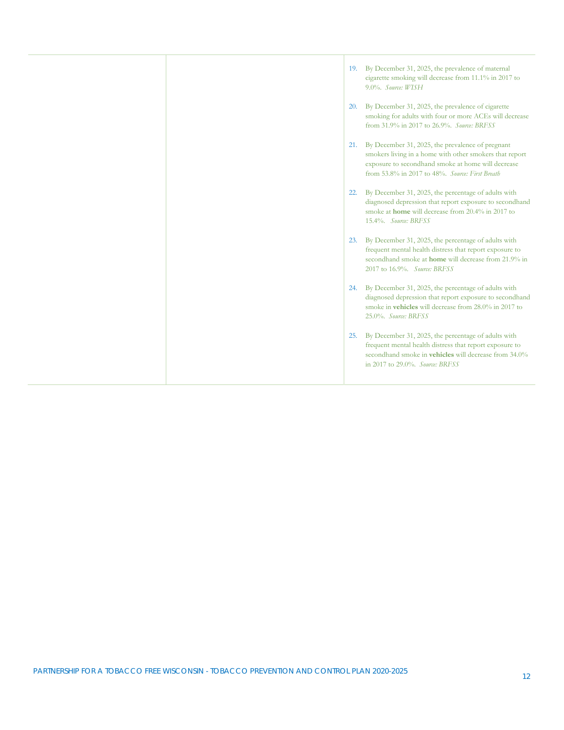| | | |
|---|---|---|
| | | 19. By December 31, 2025, the prevalence of maternal cigarette smoking will decrease from 11.1% in 2017 to 9.0%. *Source: WISH*<br><br>20. By December 31, 2025, the prevalence of cigarette smoking for adults with four or more ACEs will decrease from 31.9% in 2017 to 26.9%. *Source: BRFSS*<br><br>21. By December 31, 2025, the prevalence of pregnant smokers living in a home with other smokers that report exposure to secondhand smoke at home will decrease from 53.8% in 2017 to 48%. *Source: First Breath*<br><br>22. By December 31, 2025, the percentage of adults with diagnosed depression that report exposure to secondhand smoke at **home** will decrease from 20.4% in 2017 to 15.4%. *Source: BRFSS*<br><br>23. By December 31, 2025, the percentage of adults with frequent mental health distress that report exposure to secondhand smoke at **home** will decrease from 21.9% in 2017 to 16.9%. *Source: BRFSS*<br><br>24. By December 31, 2025, the percentage of adults with diagnosed depression that report exposure to secondhand smoke in **vehicles** will decrease from 28.0% in 2017 to 25.0%. *Source: BRFSS*<br><br>25. By December 31, 2025, the percentage of adults with frequent mental health distress that report exposure to secondhand smoke in **vehicles** will decrease from 34.0% in 2017 to 29.0%. *Source: BRFSS* |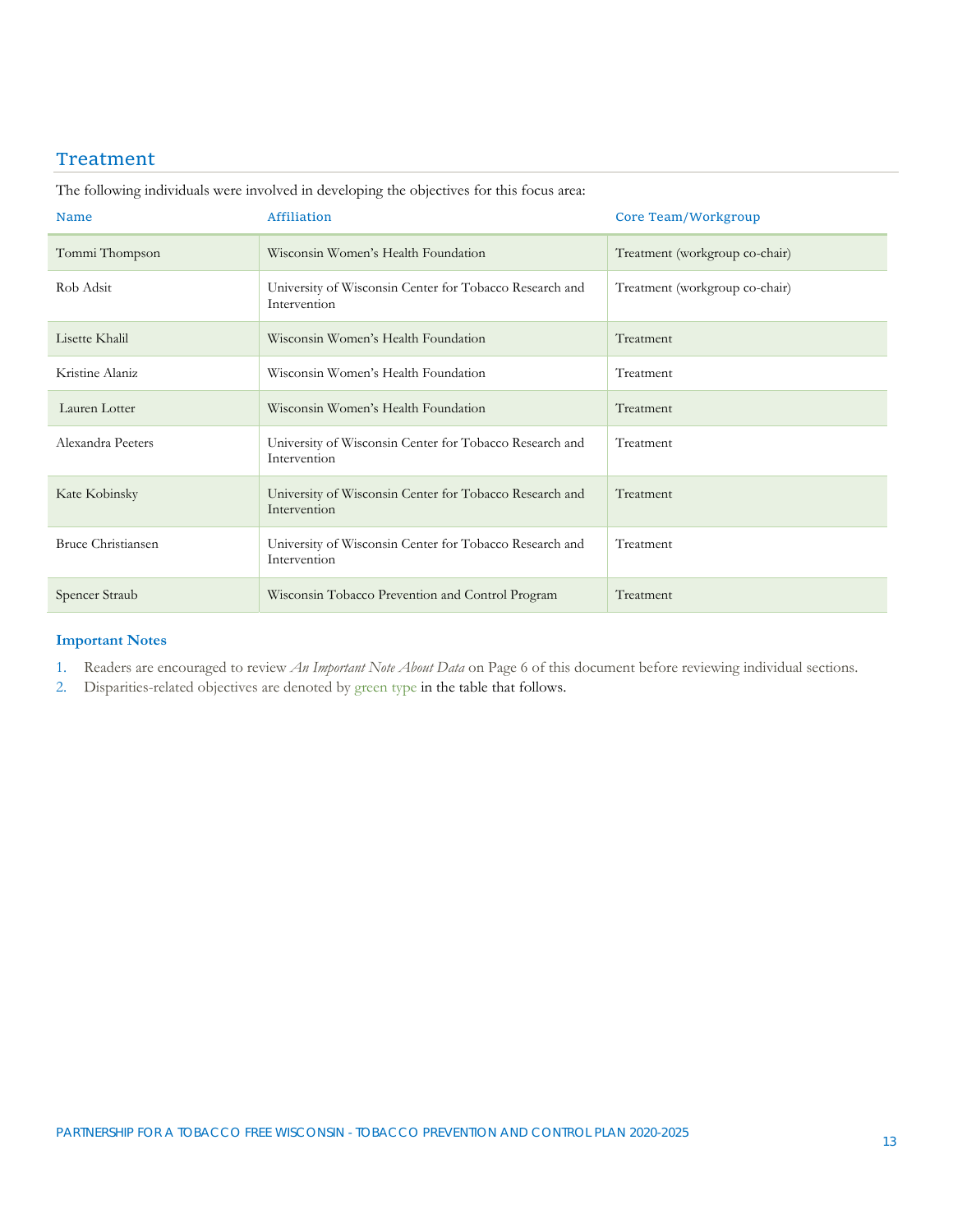## Treatment

The following individuals were involved in developing the objectives for this focus area:

| Name | Affiliation | Core Team/Workgroup |
|---|---|---|
| Tommi Thompson | Wisconsin Women's Health Foundation | Treatment (workgroup co-chair) |
| Rob Adsit | University of Wisconsin Center for Tobacco Research and Intervention | Treatment (workgroup co-chair) |
| Lisette Khalil | Wisconsin Women's Health Foundation | Treatment |
| Kristine Alaniz | Wisconsin Women's Health Foundation | Treatment |
| Lauren Lotter | Wisconsin Women's Health Foundation | Treatment |
| Alexandra Peeters | University of Wisconsin Center for Tobacco Research and Intervention | Treatment |
| Kate Kobinsky | University of Wisconsin Center for Tobacco Research and Intervention | Treatment |
| Bruce Christiansen | University of Wisconsin Center for Tobacco Research and Intervention | Treatment |
| Spencer Straub | Wisconsin Tobacco Prevention and Control Program | Treatment |

**Important Notes**

1. Readers are encouraged to review *An Important Note About Data* on Page 6 of this document before reviewing individual sections.
2. Disparities-related objectives are denoted by green type in the table that follows.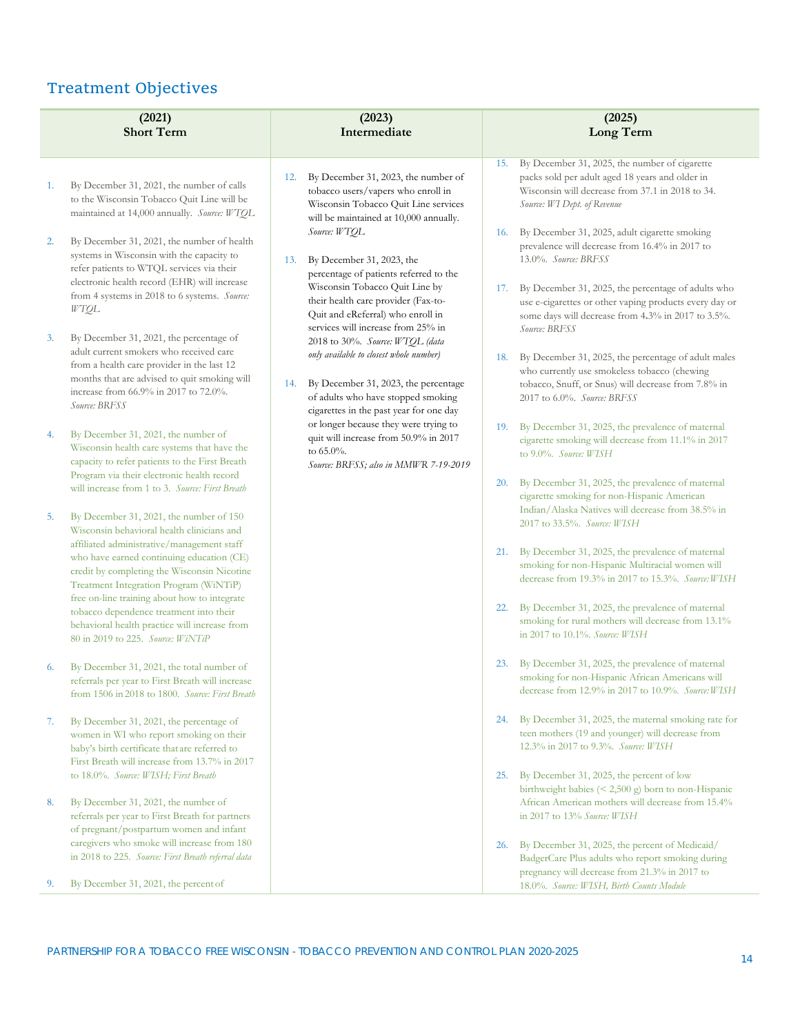## Treatment Objectives

| (2021) Short Term | (2023) Intermediate | (2025) Long Term |
|---|---|---|
| 1. By December 31, 2021, the number of calls to the Wisconsin Tobacco Quit Line will be maintained at 14,000 annually. *Source: WTQL*<br><br>2. By December 31, 2021, the number of health systems in Wisconsin with the capacity to refer patients to WTQL services via their electronic health record (EHR) will increase from 4 systems in 2018 to 6 systems. *Source: WTQL*<br><br>3. By December 31, 2021, the percentage of adult current smokers who received care from a health care provider in the last 12 months that are advised to quit smoking will increase from 66.9% in 2017 to 72.0%. *Source: BRFSS*<br><br>4. By December 31, 2021, the number of Wisconsin health care systems that have the capacity to refer patients to the First Breath Program via their electronic health record will increase from 1 to 3. *Source: First Breath*<br><br>5. By December 31, 2021, the number of 150 Wisconsin behavioral health clinicians and affiliated administrative/management staff who have earned continuing education (CE) credit by completing the Wisconsin Nicotine Treatment Integration Program (WiNTiP) free on-line training about how to integrate tobacco dependence treatment into their behavioral health practice will increase from 80 in 2019 to 225. *Source: WiNTiP*<br><br>6. By December 31, 2021, the total number of referrals per year to First Breath will increase from 1506 in 2018 to 1800. *Source: First Breath*<br><br>7. By December 31, 2021, the percentage of women in WI who report smoking on their baby's birth certificate that are referred to First Breath will increase from 13.7% in 2017 to 18.0%. *Source: WISH; First Breath*<br><br>8. By December 31, 2021, the number of referrals per year to First Breath for partners of pregnant/postpartum women and infant caregivers who smoke will increase from 180 in 2018 to 225. *Source: First Breath referral data*<br><br>9. By December 31, 2021, the percent of | 12. By December 31, 2023, the number of tobacco users/vapers who enroll in Wisconsin Tobacco Quit Line services will be maintained at 10,000 annually. *Source: WTQL*<br><br>13. By December 31, 2023, the percentage of patients referred to the Wisconsin Tobacco Quit Line by their health care provider (Fax-to-Quit and eReferral) who enroll in services will increase from 25% in 2018 to 30%. *Source: WTQL (data only available to closest whole number)*<br><br>14. By December 31, 2023, the percentage of adults who have stopped smoking cigarettes in the past year for one day or longer because they were trying to quit will increase from 50.9% in 2017 to 65.0%. *Source: BRFSS; also in MMWR 7-19-2019* | 15. By December 31, 2025, the number of cigarette packs sold per adult aged 18 years and older in Wisconsin will decrease from 37.1 in 2018 to 34. *Source: WI Dept. of Revenue*<br><br>16. By December 31, 2025, adult cigarette smoking prevalence will decrease from 16.4% in 2017 to 13.0%. *Source: BRFSS*<br><br>17. By December 31, 2025, the percentage of adults who use e-cigarettes or other vaping products every day or some days will decrease from 4.3% in 2017 to 3.5%. *Source: BRFSS*<br><br>18. By December 31, 2025, the percentage of adult males who currently use smokeless tobacco (chewing tobacco, Snuff, or Snus) will decrease from 7.8% in 2017 to 6.0%. *Source: BRFSS*<br><br>19. By December 31, 2025, the prevalence of maternal cigarette smoking will decrease from 11.1% in 2017 to 9.0%. *Source: WISH*<br><br>20. By December 31, 2025, the prevalence of maternal cigarette smoking for non-Hispanic American Indian/Alaska Natives will decrease from 38.5% in 2017 to 33.5%. *Source: WISH*<br><br>21. By December 31, 2025, the prevalence of maternal smoking for non-Hispanic Multiracial women will decrease from 19.3% in 2017 to 15.3%. *Source:WISH*<br><br>22. By December 31, 2025, the prevalence of maternal smoking for rural mothers will decrease from 13.1% in 2017 to 10.1%. *Source: WISH*<br><br>23. By December 31, 2025, the prevalence of maternal smoking for non-Hispanic African Americans will decrease from 12.9% in 2017 to 10.9%. *Source:WISH*<br><br>24. By December 31, 2025, the maternal smoking rate for teen mothers (19 and younger) will decrease from 12.3% in 2017 to 9.3%. *Source: WISH*<br><br>25. By December 31, 2025, the percent of low birthweight babies (< 2,500 g) born to non-Hispanic African American mothers will decrease from 15.4% in 2017 to 13% *Source: WISH*<br><br>26. By December 31, 2025, the percent of Medicaid/ BadgerCare Plus adults who report smoking during pregnancy will decrease from 21.3% in 2017 to 18.0%. *Source: WISH, Birth Counts Module* |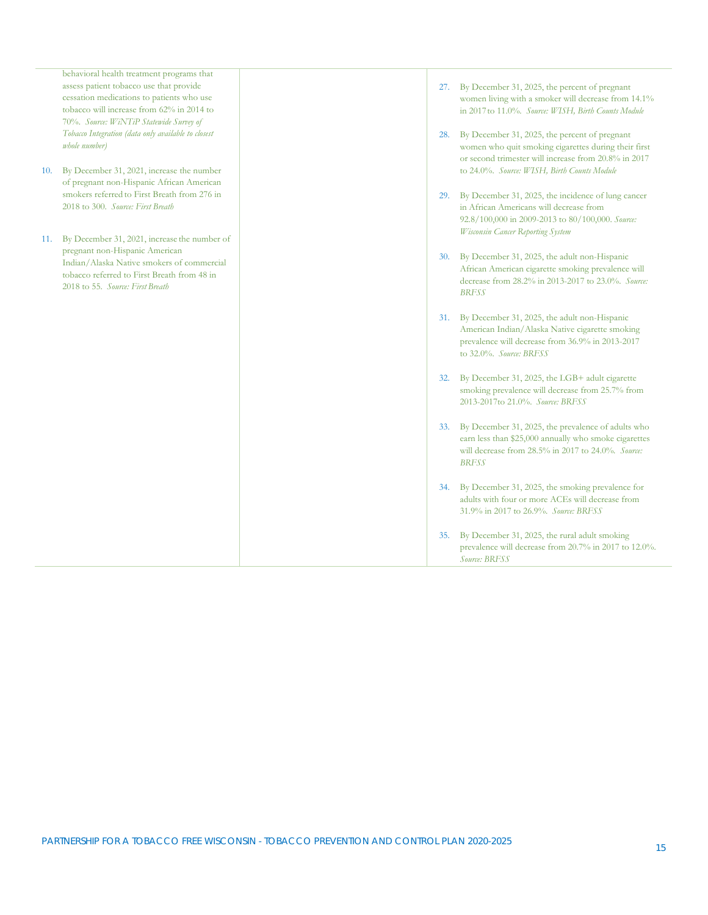behavioral health treatment programs that assess patient tobacco use that provide cessation medications to patients who use tobacco will increase from 62% in 2014 to 70%. *Source: WiNTiP Statewide Survey of Tobacco Integration (data only available to closest whole number)*

10. By December 31, 2021, increase the number of pregnant non-Hispanic African American smokers referred to First Breath from 276 in 2018 to 300. *Source: First Breath*

11. By December 31, 2021, increase the number of pregnant non-Hispanic American Indian/Alaska Native smokers of commercial tobacco referred to First Breath from 48 in 2018 to 55. *Source: First Breath*

27. By December 31, 2025, the percent of pregnant women living with a smoker will decrease from 14.1% in 2017 to 11.0%. *Source: WISH, Birth Counts Module*

28. By December 31, 2025, the percent of pregnant women who quit smoking cigarettes during their first or second trimester will increase from 20.8% in 2017 to 24.0%. *Source: WISH, Birth Counts Module*

29. By December 31, 2025, the incidence of lung cancer in African Americans will decrease from 92.8/100,000 in 2009-2013 to 80/100,000. *Source: Wisconsin Cancer Reporting System*

30. By December 31, 2025, the adult non-Hispanic African American cigarette smoking prevalence will decrease from 28.2% in 2013-2017 to 23.0%. *Source: BRFSS*

31. By December 31, 2025, the adult non-Hispanic American Indian/Alaska Native cigarette smoking prevalence will decrease from 36.9% in 2013-2017 to 32.0%. *Source: BRFSS*

32. By December 31, 2025, the LGB+ adult cigarette smoking prevalence will decrease from 25.7% from 2013-2017to 21.0%. *Source: BRFSS*

33. By December 31, 2025, the prevalence of adults who earn less than $25,000 annually who smoke cigarettes will decrease from 28.5% in 2017 to 24.0%. *Source: BRFSS*

34. By December 31, 2025, the smoking prevalence for adults with four or more ACEs will decrease from 31.9% in 2017 to 26.9%. *Source: BRFSS*

35. By December 31, 2025, the rural adult smoking prevalence will decrease from 20.7% in 2017 to 12.0%. *Source: BRFSS*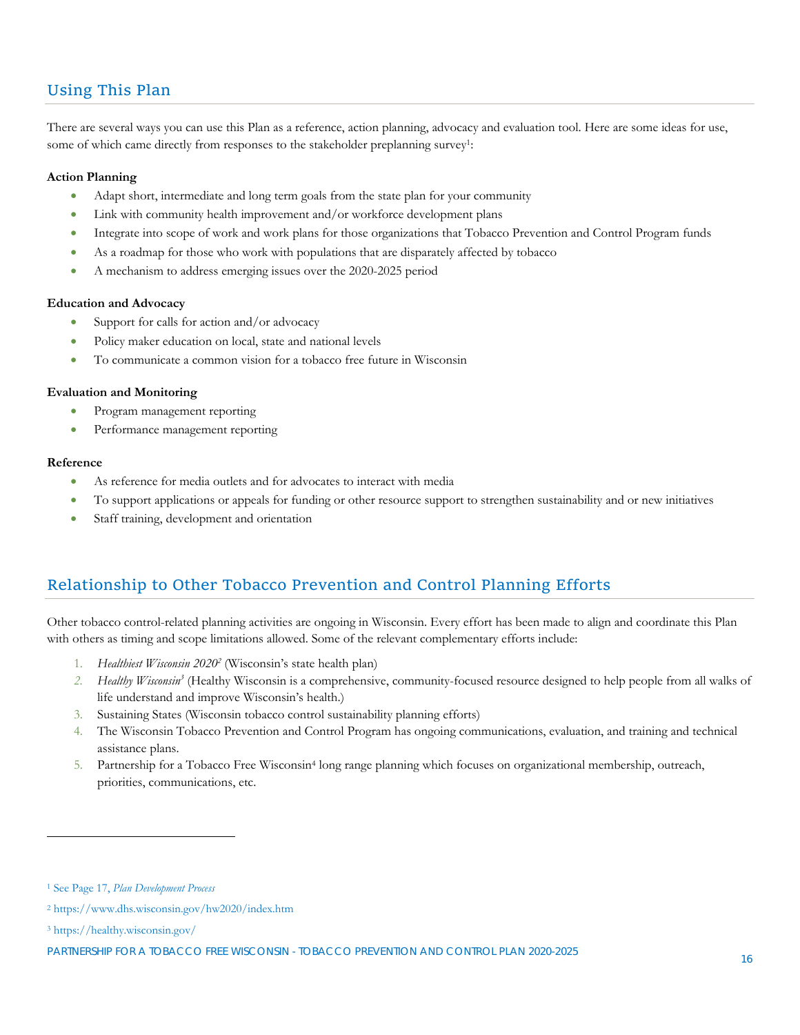## Using This Plan

There are several ways you can use this Plan as a reference, action planning, advocacy and evaluation tool. Here are some ideas for use, some of which came directly from responses to the stakeholder preplanning survey[1]:

**Action Planning**

- Adapt short, intermediate and long term goals from the state plan for your community
- Link with community health improvement and/or workforce development plans
- Integrate into scope of work and work plans for those organizations that Tobacco Prevention and Control Program funds
- As a roadmap for those who work with populations that are disparately affected by tobacco
- A mechanism to address emerging issues over the 2020-2025 period

**Education and Advocacy**

- Support for calls for action and/or advocacy
- Policy maker education on local, state and national levels
- To communicate a common vision for a tobacco free future in Wisconsin

**Evaluation and Monitoring**

- Program management reporting
- Performance management reporting

**Reference**

- As reference for media outlets and for advocates to interact with media
- To support applications or appeals for funding or other resource support to strengthen sustainability and or new initiatives
- Staff training, development and orientation

## Relationship to Other Tobacco Prevention and Control Planning Efforts

Other tobacco control-related planning activities are ongoing in Wisconsin. Every effort has been made to align and coordinate this Plan with others as timing and scope limitations allowed. Some of the relevant complementary efforts include:

1. *Healthiest Wisconsin 2020*[2] (Wisconsin's state health plan)
2. *Healthy Wisconsin*[3] (Healthy Wisconsin is a comprehensive, community-focused resource designed to help people from all walks of life understand and improve Wisconsin's health.)
3. Sustaining States (Wisconsin tobacco control sustainability planning efforts)
4. The Wisconsin Tobacco Prevention and Control Program has ongoing communications, evaluation, and training and technical assistance plans.
5. Partnership for a Tobacco Free Wisconsin[4] long range planning which focuses on organizational membership, outreach, priorities, communications, etc.

---

[1] See Page 17, *Plan Development Process*

[2] https://www.dhs.wisconsin.gov/hw2020/index.htm

[3] https://healthy.wisconsin.gov/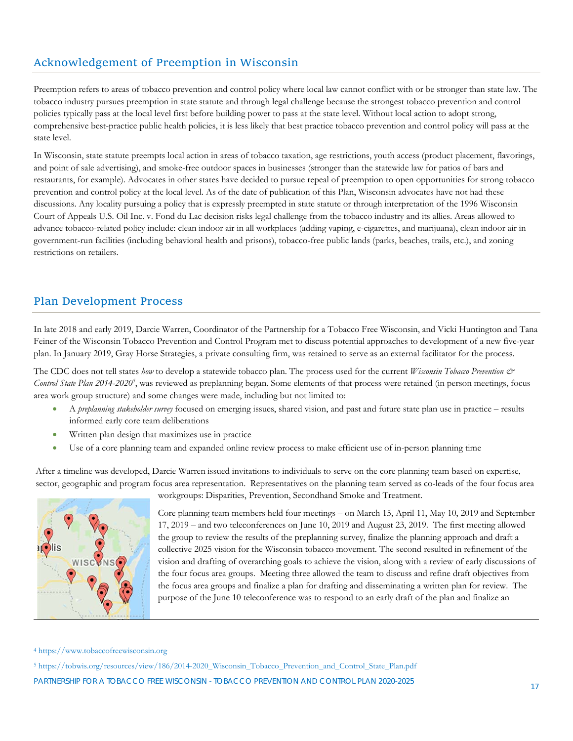## Acknowledgement of Preemption in Wisconsin

Preemption refers to areas of tobacco prevention and control policy where local law cannot conflict with or be stronger than state law. The tobacco industry pursues preemption in state statute and through legal challenge because the strongest tobacco prevention and control policies typically pass at the local level first before building power to pass at the state level. Without local action to adopt strong, comprehensive best-practice public health policies, it is less likely that best practice tobacco prevention and control policy will pass at the state level.

In Wisconsin, state statute preempts local action in areas of tobacco taxation, age restrictions, youth access (product placement, flavorings, and point of sale advertising), and smoke-free outdoor spaces in businesses (stronger than the statewide law for patios of bars and restaurants, for example). Advocates in other states have decided to pursue repeal of preemption to open opportunities for strong tobacco prevention and control policy at the local level. As of the date of publication of this Plan, Wisconsin advocates have not had these discussions. Any locality pursuing a policy that is expressly preempted in state statute or through interpretation of the 1996 Wisconsin Court of Appeals U.S. Oil Inc. v. Fond du Lac decision risks legal challenge from the tobacco industry and its allies. Areas allowed to advance tobacco-related policy include: clean indoor air in all workplaces (adding vaping, e-cigarettes, and marijuana), clean indoor air in government-run facilities (including behavioral health and prisons), tobacco-free public lands (parks, beaches, trails, etc.), and zoning restrictions on retailers.

## Plan Development Process

In late 2018 and early 2019, Darcie Warren, Coordinator of the Partnership for a Tobacco Free Wisconsin, and Vicki Huntington and Tana Feiner of the Wisconsin Tobacco Prevention and Control Program met to discuss potential approaches to development of a new five-year plan. In January 2019, Gray Horse Strategies, a private consulting firm, was retained to serve as an external facilitator for the process.

The CDC does not tell states *how* to develop a statewide tobacco plan. The process used for the current *Wisconsin Tobacco Prevention & Control State Plan 2014-2020*[5], was reviewed as preplanning began. Some elements of that process were retained (in person meetings, focus area work group structure) and some changes were made, including but not limited to:

- A *preplanning stakeholder survey* focused on emerging issues, shared vision, and past and future state plan use in practice – results informed early core team deliberations
- Written plan design that maximizes use in practice
- Use of a core planning team and expanded online review process to make efficient use of in-person planning time

After a timeline was developed, Darcie Warren issued invitations to individuals to serve on the core planning team based on expertise, sector, geographic and program focus area representation. Representatives on the planning team served as co-leads of the four focus area workgroups: Disparities, Prevention, Secondhand Smoke and Treatment.

Core planning team members held four meetings – on March 15, April 11, May 10, 2019 and September 17, 2019 – and two teleconferences on June 10, 2019 and August 23, 2019. The first meeting allowed the group to review the results of the preplanning survey, finalize the planning approach and draft a collective 2025 vision for the Wisconsin tobacco movement. The second resulted in refinement of the vision and drafting of overarching goals to achieve the vision, along with a review of early discussions of the four focus area groups. Meeting three allowed the team to discuss and refine draft objectives from the focus area groups and finalize a plan for drafting and disseminating a written plan for review. The purpose of the June 10 teleconference was to respond to an early draft of the plan and finalize an

[4] https://www.tobaccofreewisconsin.org

[5] https://tobwis.org/resources/view/186/2014-2020_Wisconsin_Tobacco_Prevention_and_Control_State_Plan.pdf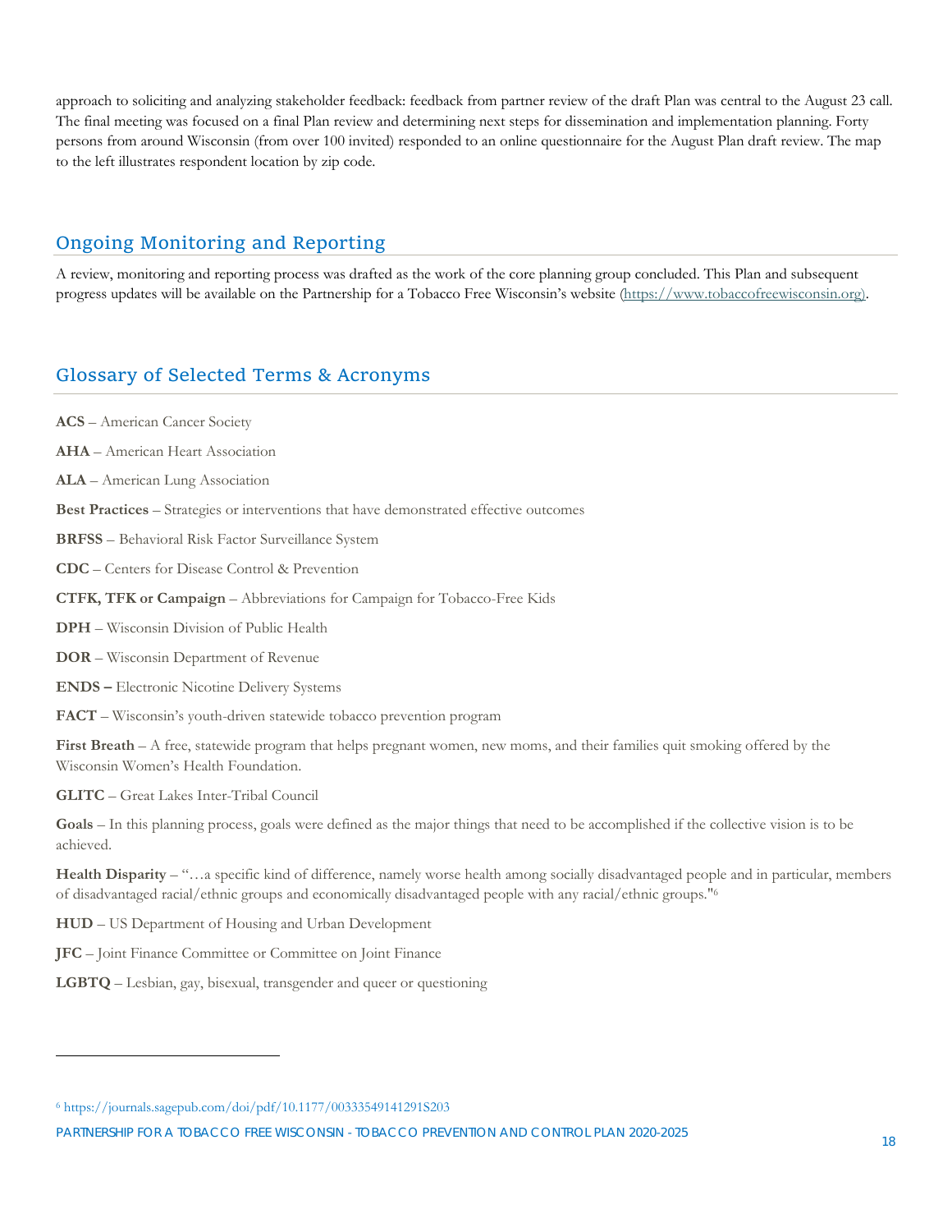approach to soliciting and analyzing stakeholder feedback: feedback from partner review of the draft Plan was central to the August 23 call. The final meeting was focused on a final Plan review and determining next steps for dissemination and implementation planning. Forty persons from around Wisconsin (from over 100 invited) responded to an online questionnaire for the August Plan draft review. The map to the left illustrates respondent location by zip code.

## Ongoing Monitoring and Reporting

A review, monitoring and reporting process was drafted as the work of the core planning group concluded. This Plan and subsequent progress updates will be available on the Partnership for a Tobacco Free Wisconsin's website (https://www.tobaccofreewisconsin.org).

## Glossary of Selected Terms & Acronyms

**ACS** – American Cancer Society

**AHA** – American Heart Association

**ALA** – American Lung Association

**Best Practices** – Strategies or interventions that have demonstrated effective outcomes

**BRFSS** – Behavioral Risk Factor Surveillance System

**CDC** – Centers for Disease Control & Prevention

**CTFK, TFK or Campaign** – Abbreviations for Campaign for Tobacco-Free Kids

**DPH** – Wisconsin Division of Public Health

**DOR** – Wisconsin Department of Revenue

**ENDS –** Electronic Nicotine Delivery Systems

**FACT** – Wisconsin's youth-driven statewide tobacco prevention program

**First Breath** – A free, statewide program that helps pregnant women, new moms, and their families quit smoking offered by the Wisconsin Women's Health Foundation.

**GLITC** – Great Lakes Inter-Tribal Council

**Goals** – In this planning process, goals were defined as the major things that need to be accomplished if the collective vision is to be achieved.

**Health Disparity** – "…a specific kind of difference, namely worse health among socially disadvantaged people and in particular, members of disadvantaged racial/ethnic groups and economically disadvantaged people with any racial/ethnic groups."[6]

**HUD** – US Department of Housing and Urban Development

**JFC** – Joint Finance Committee or Committee on Joint Finance

**LGBTQ** – Lesbian, gay, bisexual, transgender and queer or questioning

---

[6] https://journals.sagepub.com/doi/pdf/10.1177/00333549141291S203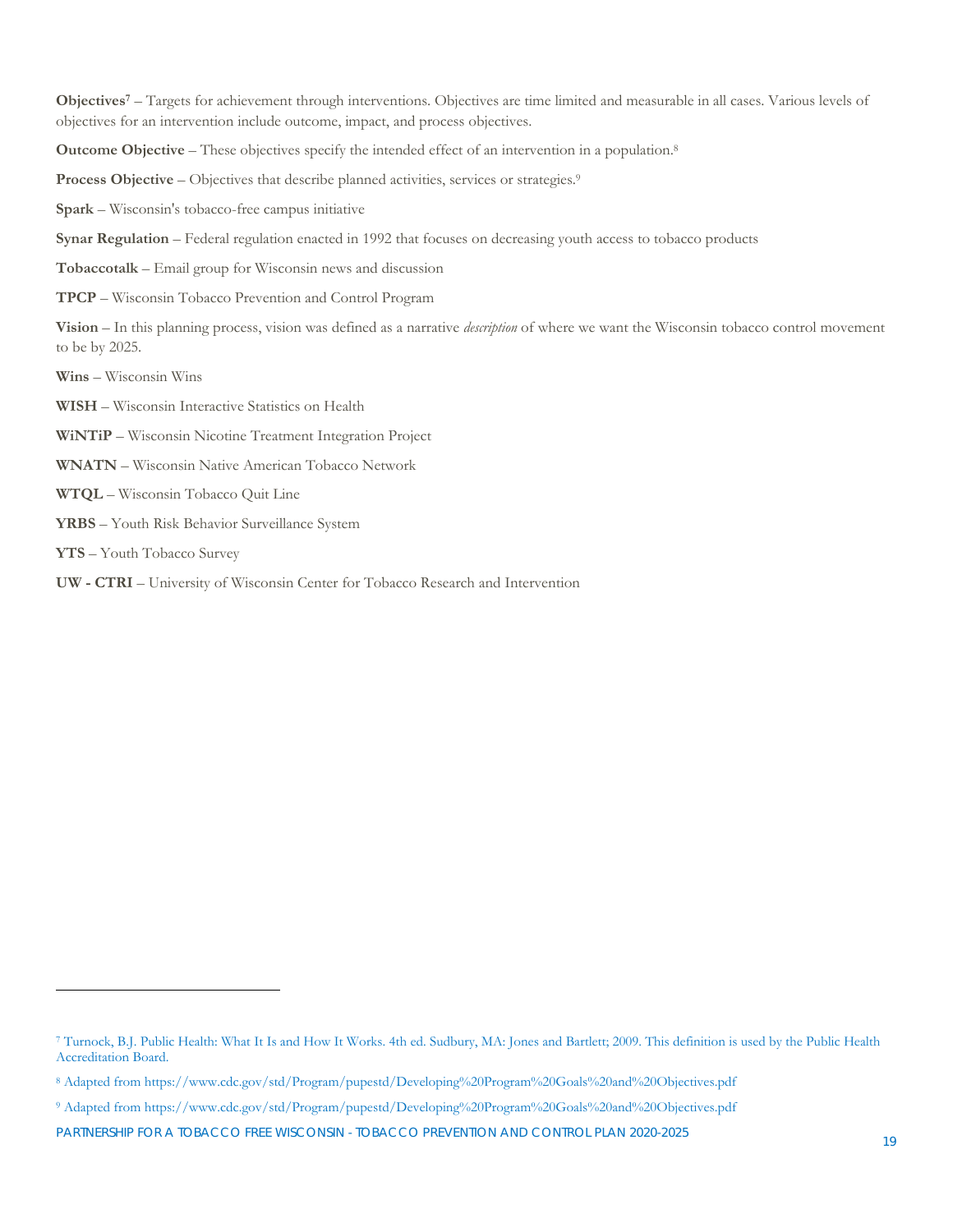**Objectives**[7] – Targets for achievement through interventions. Objectives are time limited and measurable in all cases. Various levels of objectives for an intervention include outcome, impact, and process objectives.

**Outcome Objective** – These objectives specify the intended effect of an intervention in a population.[8]

**Process Objective** – Objectives that describe planned activities, services or strategies.[9]

**Spark** – Wisconsin's tobacco-free campus initiative

**Synar Regulation** – Federal regulation enacted in 1992 that focuses on decreasing youth access to tobacco products

**Tobaccotalk** – Email group for Wisconsin news and discussion

**TPCP** – Wisconsin Tobacco Prevention and Control Program

**Vision** – In this planning process, vision was defined as a narrative *description* of where we want the Wisconsin tobacco control movement to be by 2025.

**Wins** – Wisconsin Wins

**WISH** – Wisconsin Interactive Statistics on Health

**WiNTiP** – Wisconsin Nicotine Treatment Integration Project

**WNATN** – Wisconsin Native American Tobacco Network

**WTQL** – Wisconsin Tobacco Quit Line

**YRBS** – Youth Risk Behavior Surveillance System

**YTS** – Youth Tobacco Survey

**UW - CTRI** – University of Wisconsin Center for Tobacco Research and Intervention

---

[7] Turnock, B.J. Public Health: What It Is and How It Works. 4th ed. Sudbury, MA: Jones and Bartlett; 2009. This definition is used by the Public Health Accreditation Board.

[8] Adapted from https://www.cdc.gov/std/Program/pupestd/Developing%20Program%20Goals%20and%20Objectives.pdf

[9] Adapted from https://www.cdc.gov/std/Program/pupestd/Developing%20Program%20Goals%20and%20Objectives.pdf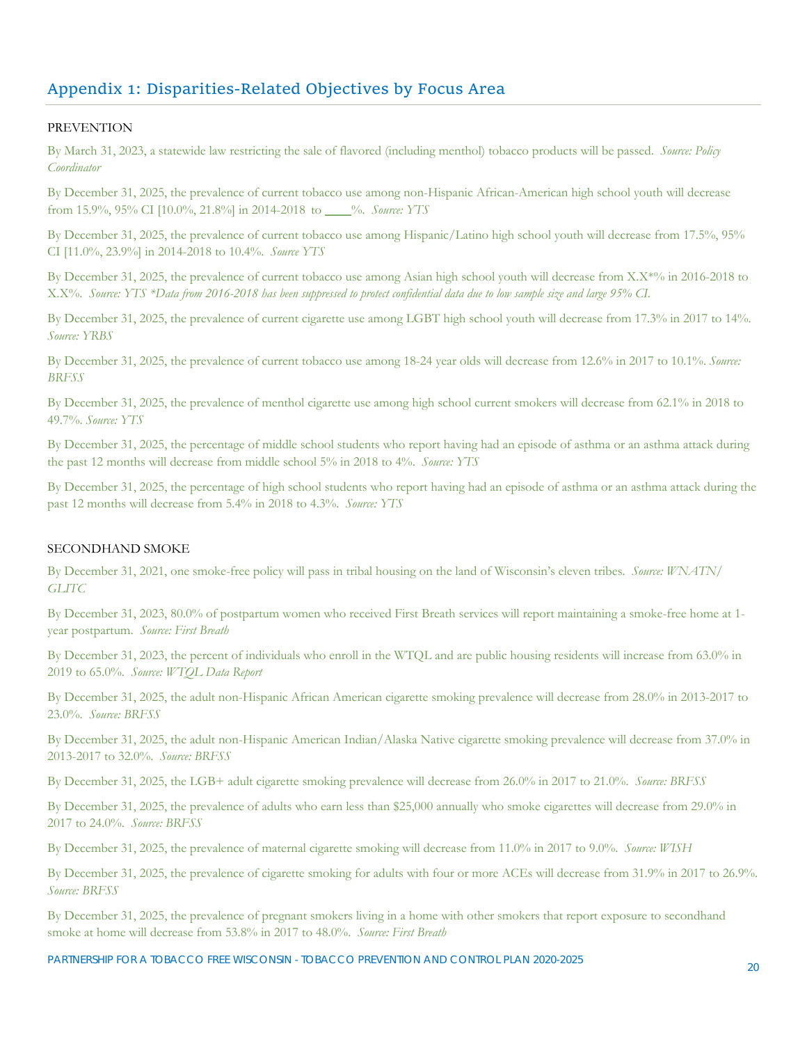## Appendix 1: Disparities-Related Objectives by Focus Area

PREVENTION

By March 31, 2023, a statewide law restricting the sale of flavored (including menthol) tobacco products will be passed. *Source: Policy Coordinator*

By December 31, 2025, the prevalence of current tobacco use among non-Hispanic African-American high school youth will decrease from 15.9%, 95% CI [10.0%, 21.8%] in 2014-2018 to ____%. *Source: YTS*

By December 31, 2025, the prevalence of current tobacco use among Hispanic/Latino high school youth will decrease from 17.5%, 95% CI [11.0%, 23.9%] in 2014-2018 to 10.4%. *Source YTS*

By December 31, 2025, the prevalence of current tobacco use among Asian high school youth will decrease from X.X*% in 2016-2018 to X.X%. *Source: YTS *Data from 2016-2018 has been suppressed to protect confidential data due to low sample size and large 95% CI.*

By December 31, 2025, the prevalence of current cigarette use among LGBT high school youth will decrease from 17.3% in 2017 to 14%. *Source: YRBS*

By December 31, 2025, the prevalence of current tobacco use among 18-24 year olds will decrease from 12.6% in 2017 to 10.1%. *Source: BRFSS*

By December 31, 2025, the prevalence of menthol cigarette use among high school current smokers will decrease from 62.1% in 2018 to 49.7%. *Source: YTS*

By December 31, 2025, the percentage of middle school students who report having had an episode of asthma or an asthma attack during the past 12 months will decrease from middle school 5% in 2018 to 4%. *Source: YTS*

By December 31, 2025, the percentage of high school students who report having had an episode of asthma or an asthma attack during the past 12 months will decrease from 5.4% in 2018 to 4.3%. *Source: YTS*

SECONDHAND SMOKE

By December 31, 2021, one smoke-free policy will pass in tribal housing on the land of Wisconsin's eleven tribes. *Source: WNATN/GLITC*

By December 31, 2023, 80.0% of postpartum women who received First Breath services will report maintaining a smoke-free home at 1-year postpartum. *Source: First Breath*

By December 31, 2023, the percent of individuals who enroll in the WTQL and are public housing residents will increase from 63.0% in 2019 to 65.0%. *Source: WTQL Data Report*

By December 31, 2025, the adult non-Hispanic African American cigarette smoking prevalence will decrease from 28.0% in 2013-2017 to 23.0%. *Source: BRFSS*

By December 31, 2025, the adult non-Hispanic American Indian/Alaska Native cigarette smoking prevalence will decrease from 37.0% in 2013-2017 to 32.0%. *Source: BRFSS*

By December 31, 2025, the LGB+ adult cigarette smoking prevalence will decrease from 26.0% in 2017 to 21.0%. *Source: BRFSS*

By December 31, 2025, the prevalence of adults who earn less than $25,000 annually who smoke cigarettes will decrease from 29.0% in 2017 to 24.0%. *Source: BRFSS*

By December 31, 2025, the prevalence of maternal cigarette smoking will decrease from 11.0% in 2017 to 9.0%. *Source: WISH*

By December 31, 2025, the prevalence of cigarette smoking for adults with four or more ACEs will decrease from 31.9% in 2017 to 26.9%. *Source: BRFSS*

By December 31, 2025, the prevalence of pregnant smokers living in a home with other smokers that report exposure to secondhand smoke at home will decrease from 53.8% in 2017 to 48.0%. *Source: First Breath*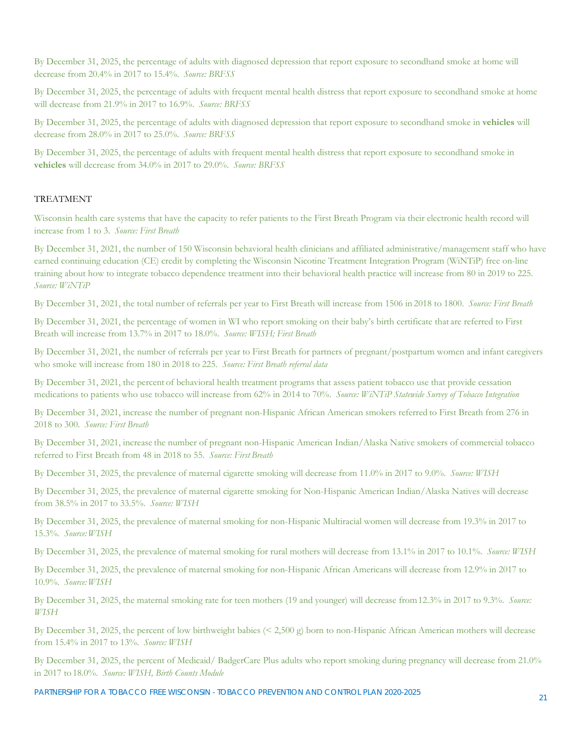By December 31, 2025, the percentage of adults with diagnosed depression that report exposure to secondhand smoke at home will decrease from 20.4% in 2017 to 15.4%. *Source: BRFSS*

By December 31, 2025, the percentage of adults with frequent mental health distress that report exposure to secondhand smoke at home will decrease from 21.9% in 2017 to 16.9%. *Source: BRFSS*

By December 31, 2025, the percentage of adults with diagnosed depression that report exposure to secondhand smoke in **vehicles** will decrease from 28.0% in 2017 to 25.0%. *Source: BRFSS*

By December 31, 2025, the percentage of adults with frequent mental health distress that report exposure to secondhand smoke in **vehicles** will decrease from 34.0% in 2017 to 29.0%. *Source: BRFSS*

## TREATMENT

Wisconsin health care systems that have the capacity to refer patients to the First Breath Program via their electronic health record will increase from 1 to 3. *Source: First Breath*

By December 31, 2021, the number of 150 Wisconsin behavioral health clinicians and affiliated administrative/management staff who have earned continuing education (CE) credit by completing the Wisconsin Nicotine Treatment Integration Program (WiNTiP) free on-line training about how to integrate tobacco dependence treatment into their behavioral health practice will increase from 80 in 2019 to 225. *Source: WiNTiP*

By December 31, 2021, the total number of referrals per year to First Breath will increase from 1506 in 2018 to 1800. *Source: First Breath*

By December 31, 2021, the percentage of women in WI who report smoking on their baby's birth certificate that are referred to First Breath will increase from 13.7% in 2017 to 18.0%. *Source: WISH; First Breath*

By December 31, 2021, the number of referrals per year to First Breath for partners of pregnant/postpartum women and infant caregivers who smoke will increase from 180 in 2018 to 225. *Source: First Breath referral data*

By December 31, 2021, the percent of behavioral health treatment programs that assess patient tobacco use that provide cessation medications to patients who use tobacco will increase from 62% in 2014 to 70%. *Source: WiNTiP Statewide Survey of Tobacco Integration*

By December 31, 2021, increase the number of pregnant non-Hispanic African American smokers referred to First Breath from 276 in 2018 to 300. *Source: First Breath*

By December 31, 2021, increase the number of pregnant non-Hispanic American Indian/Alaska Native smokers of commercial tobacco referred to First Breath from 48 in 2018 to 55. *Source: First Breath*

By December 31, 2025, the prevalence of maternal cigarette smoking will decrease from 11.0% in 2017 to 9.0%. *Source: WISH*

By December 31, 2025, the prevalence of maternal cigarette smoking for Non-Hispanic American Indian/Alaska Natives will decrease from 38.5% in 2017 to 33.5%. *Source: WISH*

By December 31, 2025, the prevalence of maternal smoking for non-Hispanic Multiracial women will decrease from 19.3% in 2017 to 15.3%. *Source: WISH*

By December 31, 2025, the prevalence of maternal smoking for rural mothers will decrease from 13.1% in 2017 to 10.1%. *Source: WISH*

By December 31, 2025, the prevalence of maternal smoking for non-Hispanic African Americans will decrease from 12.9% in 2017 to 10.9%. *Source: WISH*

By December 31, 2025, the maternal smoking rate for teen mothers (19 and younger) will decrease from 12.3% in 2017 to 9.3%. *Source: WISH*

By December 31, 2025, the percent of low birthweight babies (< 2,500 g) born to non-Hispanic African American mothers will decrease from 15.4% in 2017 to 13%. *Source: WISH*

By December 31, 2025, the percent of Medicaid/ BadgerCare Plus adults who report smoking during pregnancy will decrease from 21.0% in 2017 to 18.0%. *Source: WISH, Birth Counts Module*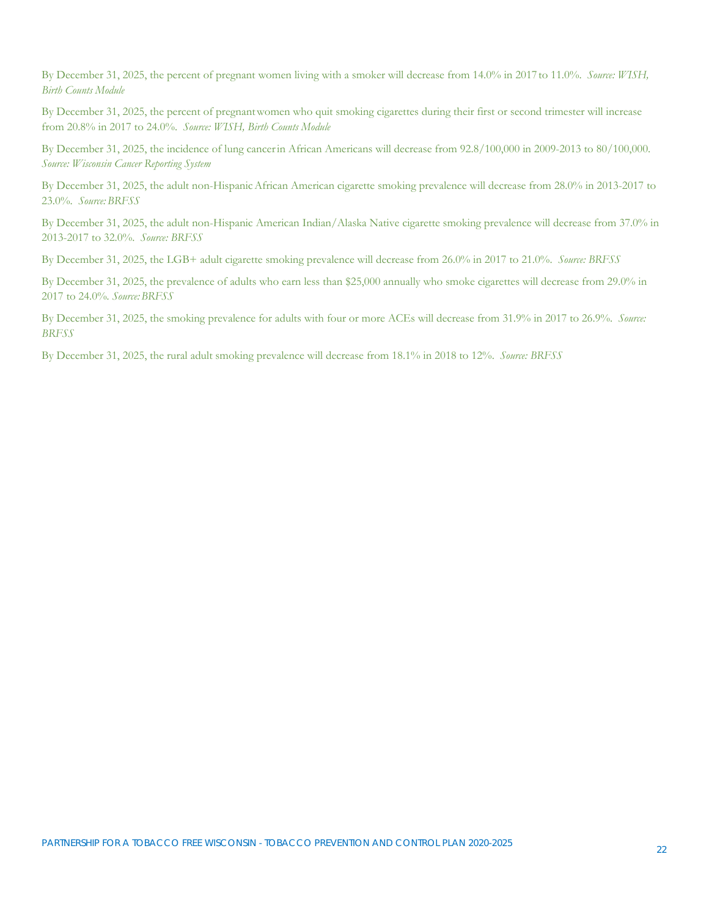By December 31, 2025, the percent of pregnant women living with a smoker will decrease from 14.0% in 2017 to 11.0%. *Source: WISH, Birth Counts Module*

By December 31, 2025, the percent of pregnant women who quit smoking cigarettes during their first or second trimester will increase from 20.8% in 2017 to 24.0%. *Source: WISH, Birth Counts Module*

By December 31, 2025, the incidence of lung cancer in African Americans will decrease from 92.8/100,000 in 2009-2013 to 80/100,000. *Source: Wisconsin Cancer Reporting System*

By December 31, 2025, the adult non-Hispanic African American cigarette smoking prevalence will decrease from 28.0% in 2013-2017 to 23.0%. *Source: BRFSS*

By December 31, 2025, the adult non-Hispanic American Indian/Alaska Native cigarette smoking prevalence will decrease from 37.0% in 2013-2017 to 32.0%. *Source: BRFSS*

By December 31, 2025, the LGB+ adult cigarette smoking prevalence will decrease from 26.0% in 2017 to 21.0%. *Source: BRFSS*

By December 31, 2025, the prevalence of adults who earn less than $25,000 annually who smoke cigarettes will decrease from 29.0% in 2017 to 24.0%. *Source: BRFSS*

By December 31, 2025, the smoking prevalence for adults with four or more ACEs will decrease from 31.9% in 2017 to 26.9%. *Source: BRFSS*

By December 31, 2025, the rural adult smoking prevalence will decrease from 18.1% in 2018 to 12%. *Source: BRFSS*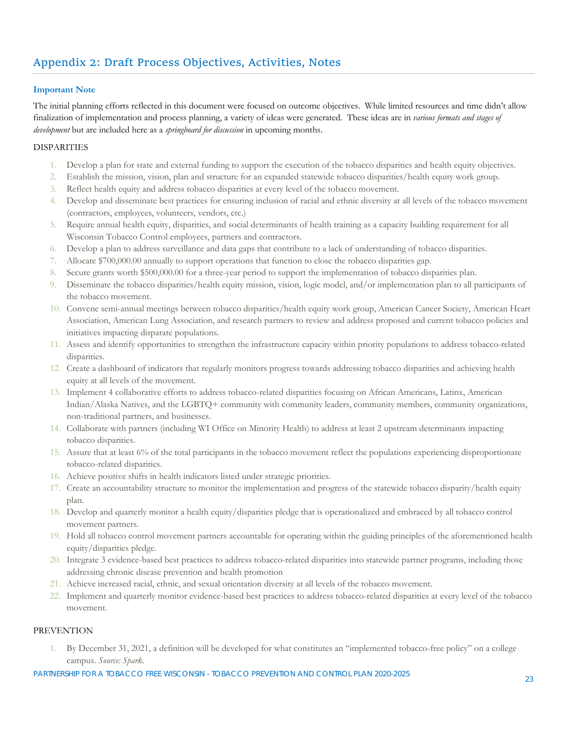## Appendix 2: Draft Process Objectives, Activities, Notes

**Important Note**

The initial planning efforts reflected in this document were focused on outcome objectives. While limited resources and time didn't allow finalization of implementation and process planning, a variety of ideas were generated. These ideas are in *various formats and stages of development* but are included here as a *springboard for discussion* in upcoming months.

DISPARITIES

1. Develop a plan for state and external funding to support the execution of the tobacco disparities and health equity objectives.
2. Establish the mission, vision, plan and structure for an expanded statewide tobacco disparities/health equity work group.
3. Reflect health equity and address tobacco disparities at every level of the tobacco movement.
4. Develop and disseminate best practices for ensuring inclusion of racial and ethnic diversity at all levels of the tobacco movement (contractors, employees, volunteers, vendors, etc.)
5. Require annual health equity, disparities, and social determinants of health training as a capacity building requirement for all Wisconsin Tobacco Control employees, partners and contractors.
6. Develop a plan to address surveillance and data gaps that contribute to a lack of understanding of tobacco disparities.
7. Allocate $700,000.00 annually to support operations that function to close the tobacco disparities gap.
8. Secure grants worth $500,000.00 for a three-year period to support the implementation of tobacco disparities plan.
9. Disseminate the tobacco disparities/health equity mission, vision, logic model, and/or implementation plan to all participants of the tobacco movement.
10. Convene semi-annual meetings between tobacco disparities/health equity work group, American Cancer Society, American Heart Association, American Lung Association, and research partners to review and address proposed and current tobacco policies and initiatives impacting disparate populations.
11. Assess and identify opportunities to strengthen the infrastructure capacity within priority populations to address tobacco-related disparities.
12. Create a dashboard of indicators that regularly monitors progress towards addressing tobacco disparities and achieving health equity at all levels of the movement.
13. Implement 4 collaborative efforts to address tobacco-related disparities focusing on African Americans, Latinx, American Indian/Alaska Natives, and the LGBTQ+ community with community leaders, community members, community organizations, non-traditional partners, and businesses.
14. Collaborate with partners (including WI Office on Minority Health) to address at least 2 upstream determinants impacting tobacco disparities.
15. Assure that at least 6% of the total participants in the tobacco movement reflect the populations experiencing disproportionate tobacco-related disparities.
16. Achieve positive shifts in health indicators listed under strategic priorities.
17. Create an accountability structure to monitor the implementation and progress of the statewide tobacco disparity/health equity plan.
18. Develop and quarterly monitor a health equity/disparities pledge that is operationalized and embraced by all tobacco control movement partners.
19. Hold all tobacco control movement partners accountable for operating within the guiding principles of the aforementioned health equity/disparities pledge.
20. Integrate 3 evidence-based best practices to address tobacco-related disparities into statewide partner programs, including those addressing chronic disease prevention and health promotion
21. Achieve increased racial, ethnic, and sexual orientation diversity at all levels of the tobacco movement.
22. Implement and quarterly monitor evidence-based best practices to address tobacco-related disparities at every level of the tobacco movement.

PREVENTION

1. By December 31, 2021, a definition will be developed for what constitutes an "implemented tobacco-free policy" on a college campus. *Source: Spark.*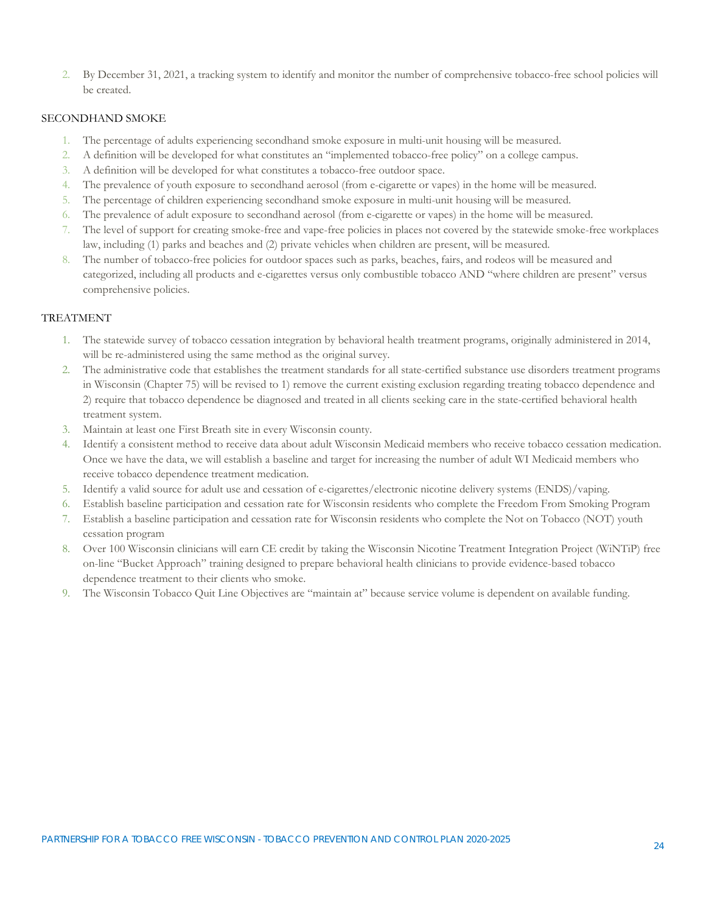2. By December 31, 2021, a tracking system to identify and monitor the number of comprehensive tobacco-free school policies will be created.

SECONDHAND SMOKE

1. The percentage of adults experiencing secondhand smoke exposure in multi-unit housing will be measured.
2. A definition will be developed for what constitutes an "implemented tobacco-free policy" on a college campus.
3. A definition will be developed for what constitutes a tobacco-free outdoor space.
4. The prevalence of youth exposure to secondhand aerosol (from e-cigarette or vapes) in the home will be measured.
5. The percentage of children experiencing secondhand smoke exposure in multi-unit housing will be measured.
6. The prevalence of adult exposure to secondhand aerosol (from e-cigarette or vapes) in the home will be measured.
7. The level of support for creating smoke-free and vape-free policies in places not covered by the statewide smoke-free workplaces law, including (1) parks and beaches and (2) private vehicles when children are present, will be measured.
8. The number of tobacco-free policies for outdoor spaces such as parks, beaches, fairs, and rodeos will be measured and categorized, including all products and e-cigarettes versus only combustible tobacco AND "where children are present" versus comprehensive policies.

TREATMENT

1. The statewide survey of tobacco cessation integration by behavioral health treatment programs, originally administered in 2014, will be re-administered using the same method as the original survey.
2. The administrative code that establishes the treatment standards for all state-certified substance use disorders treatment programs in Wisconsin (Chapter 75) will be revised to 1) remove the current existing exclusion regarding treating tobacco dependence and 2) require that tobacco dependence be diagnosed and treated in all clients seeking care in the state-certified behavioral health treatment system.
3. Maintain at least one First Breath site in every Wisconsin county.
4. Identify a consistent method to receive data about adult Wisconsin Medicaid members who receive tobacco cessation medication. Once we have the data, we will establish a baseline and target for increasing the number of adult WI Medicaid members who receive tobacco dependence treatment medication.
5. Identify a valid source for adult use and cessation of e-cigarettes/electronic nicotine delivery systems (ENDS)/vaping.
6. Establish baseline participation and cessation rate for Wisconsin residents who complete the Freedom From Smoking Program
7. Establish a baseline participation and cessation rate for Wisconsin residents who complete the Not on Tobacco (NOT) youth cessation program
8. Over 100 Wisconsin clinicians will earn CE credit by taking the Wisconsin Nicotine Treatment Integration Project (WiNTiP) free on-line "Bucket Approach" training designed to prepare behavioral health clinicians to provide evidence-based tobacco dependence treatment to their clients who smoke.
9. The Wisconsin Tobacco Quit Line Objectives are "maintain at" because service volume is dependent on available funding.